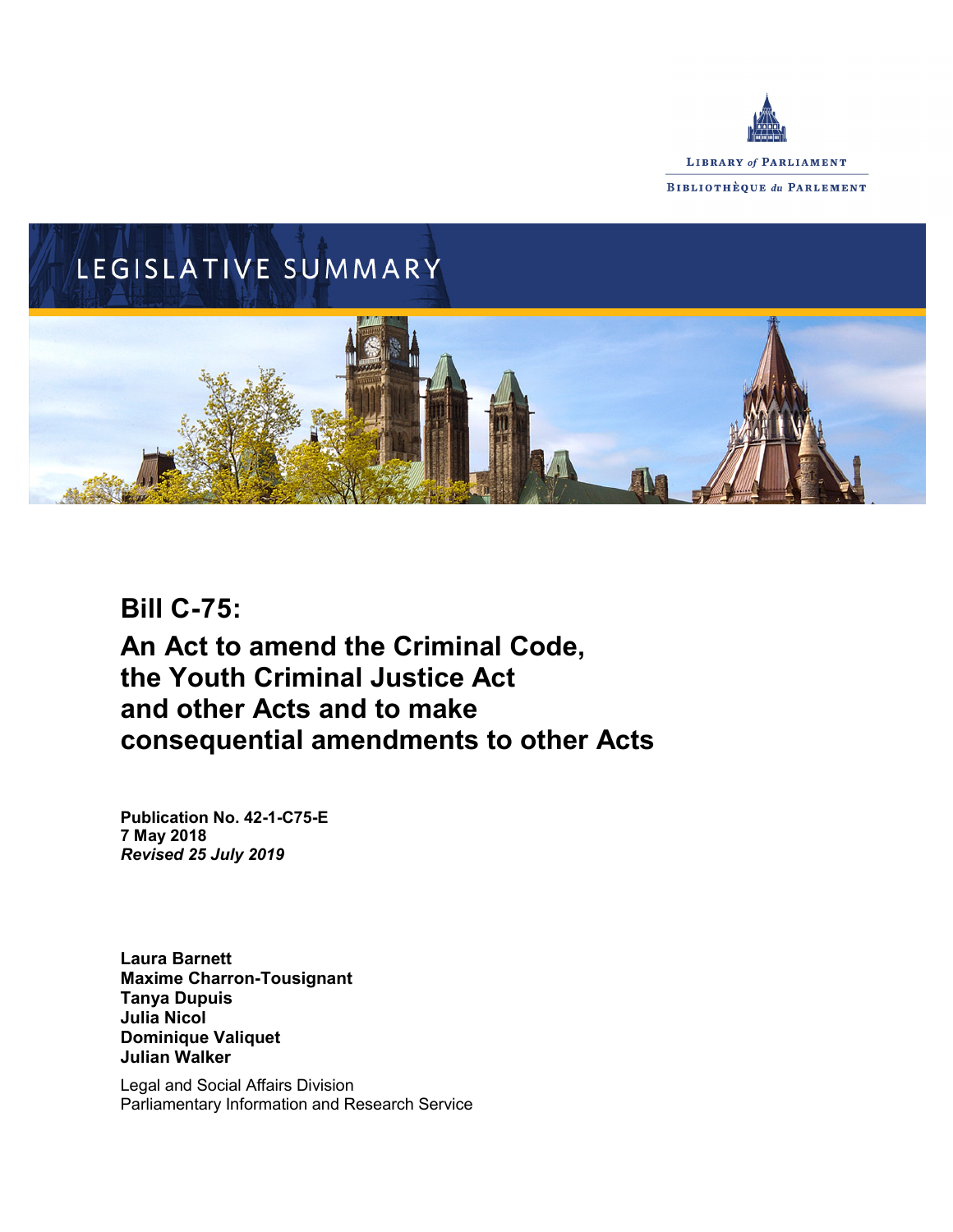LIBRARY *of* PARLIAMENT

BIBLIOTHÈQUE *du* PARLEMENT

LEGISLATIVE SUMMARY

# Bill C-75:

## An Act to amend the Criminal Code, the Youth Criminal Justice Act and other Acts and to make consequential amendments to other Acts

**Publication No. 42-1-C75-E**
**7 May 2018**
***Revised 25 July 2019***

**Laura Barnett**
**Maxime Charron-Tousignant**
**Tanya Dupuis**
**Julia Nicol**
**Dominique Valiquet**
**Julian Walker**

Legal and Social Affairs Division
Parliamentary Information and Research Service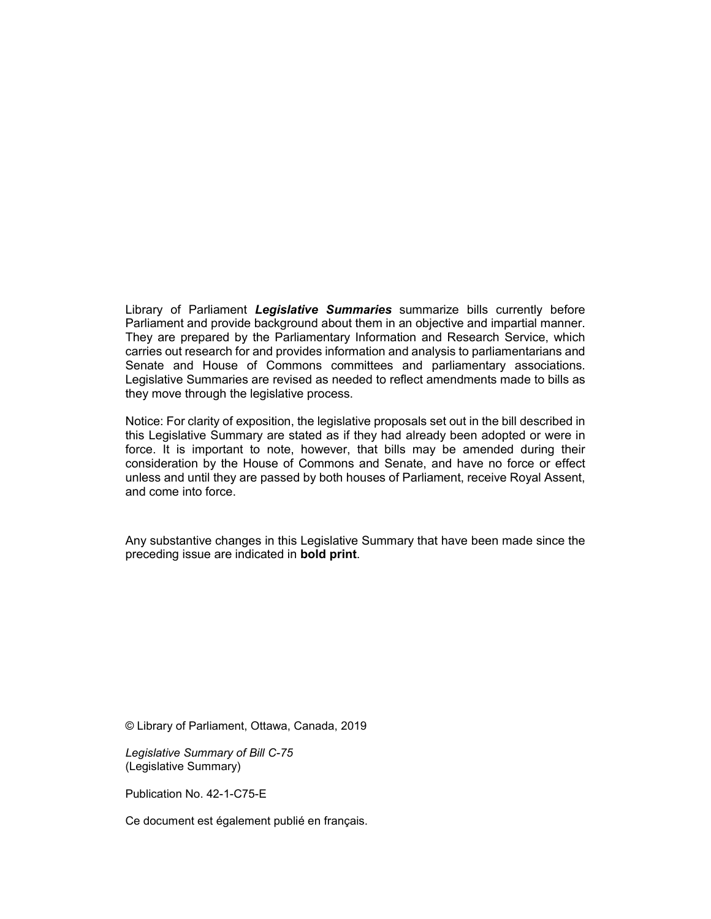Library of Parliament ***Legislative Summaries*** summarize bills currently before Parliament and provide background about them in an objective and impartial manner. They are prepared by the Parliamentary Information and Research Service, which carries out research for and provides information and analysis to parliamentarians and Senate and House of Commons committees and parliamentary associations. Legislative Summaries are revised as needed to reflect amendments made to bills as they move through the legislative process.

Notice: For clarity of exposition, the legislative proposals set out in the bill described in this Legislative Summary are stated as if they had already been adopted or were in force. It is important to note, however, that bills may be amended during their consideration by the House of Commons and Senate, and have no force or effect unless and until they are passed by both houses of Parliament, receive Royal Assent, and come into force.

Any substantive changes in this Legislative Summary that have been made since the preceding issue are indicated in **bold print**.

© Library of Parliament, Ottawa, Canada, 2019

*Legislative Summary of Bill C-75*
(Legislative Summary)

Publication No. 42-1-C75-E

Ce document est également publié en français.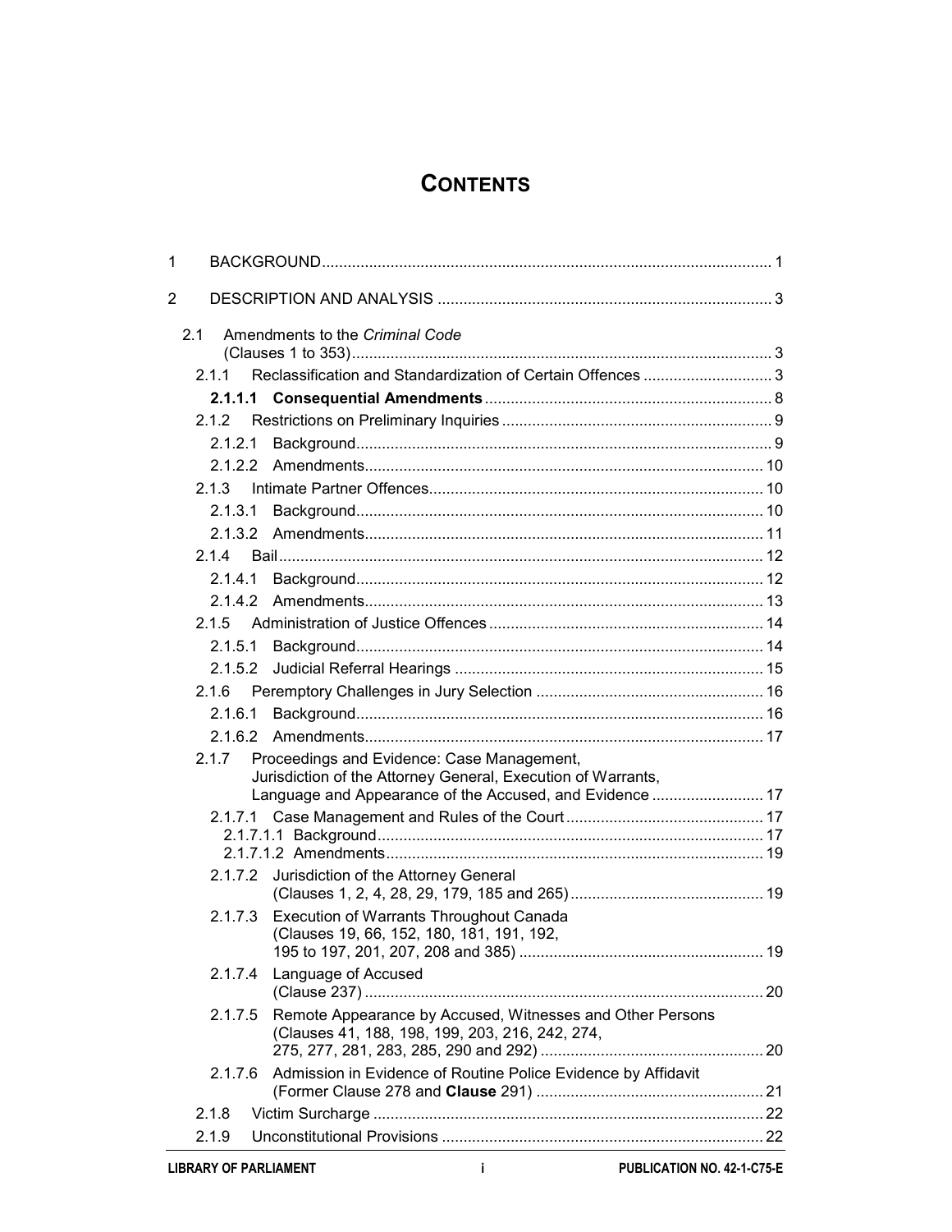# CONTENTS

1 BACKGROUND ..... 1

2 DESCRIPTION AND ANALYSIS ..... 3

- 2.1 Amendments to the *Criminal Code* (Clauses 1 to 353) ..... 3
  - 2.1.1 Reclassification and Standardization of Certain Offences ..... 3
    - **2.1.1.1 Consequential Amendments** ..... 8
  - 2.1.2 Restrictions on Preliminary Inquiries ..... 9
    - 2.1.2.1 Background ..... 9
    - 2.1.2.2 Amendments ..... 10
  - 2.1.3 Intimate Partner Offences ..... 10
    - 2.1.3.1 Background ..... 10
    - 2.1.3.2 Amendments ..... 11
  - 2.1.4 Bail ..... 12
    - 2.1.4.1 Background ..... 12
    - 2.1.4.2 Amendments ..... 13
  - 2.1.5 Administration of Justice Offences ..... 14
    - 2.1.5.1 Background ..... 14
    - 2.1.5.2 Judicial Referral Hearings ..... 15
  - 2.1.6 Peremptory Challenges in Jury Selection ..... 16
    - 2.1.6.1 Background ..... 16
    - 2.1.6.2 Amendments ..... 17
  - 2.1.7 Proceedings and Evidence: Case Management, Jurisdiction of the Attorney General, Execution of Warrants, Language and Appearance of the Accused, and Evidence ..... 17
    - 2.1.7.1 Case Management and Rules of the Court ..... 17
      - 2.1.7.1.1 Background ..... 17
      - 2.1.7.1.2 Amendments ..... 19
    - 2.1.7.2 Jurisdiction of the Attorney General (Clauses 1, 2, 4, 28, 29, 179, 185 and 265) ..... 19
    - 2.1.7.3 Execution of Warrants Throughout Canada (Clauses 19, 66, 152, 180, 181, 191, 192, 195 to 197, 201, 207, 208 and 385) ..... 19
    - 2.1.7.4 Language of Accused (Clause 237) ..... 20
    - 2.1.7.5 Remote Appearance by Accused, Witnesses and Other Persons (Clauses 41, 188, 198, 199, 203, 216, 242, 274, 275, 277, 281, 283, 285, 290 and 292) ..... 20
    - 2.1.7.6 Admission in Evidence of Routine Police Evidence by Affidavit (Former Clause 278 and **Clause** 291) ..... 21
  - 2.1.8 Victim Surcharge ..... 22
  - 2.1.9 Unconstitutional Provisions ..... 22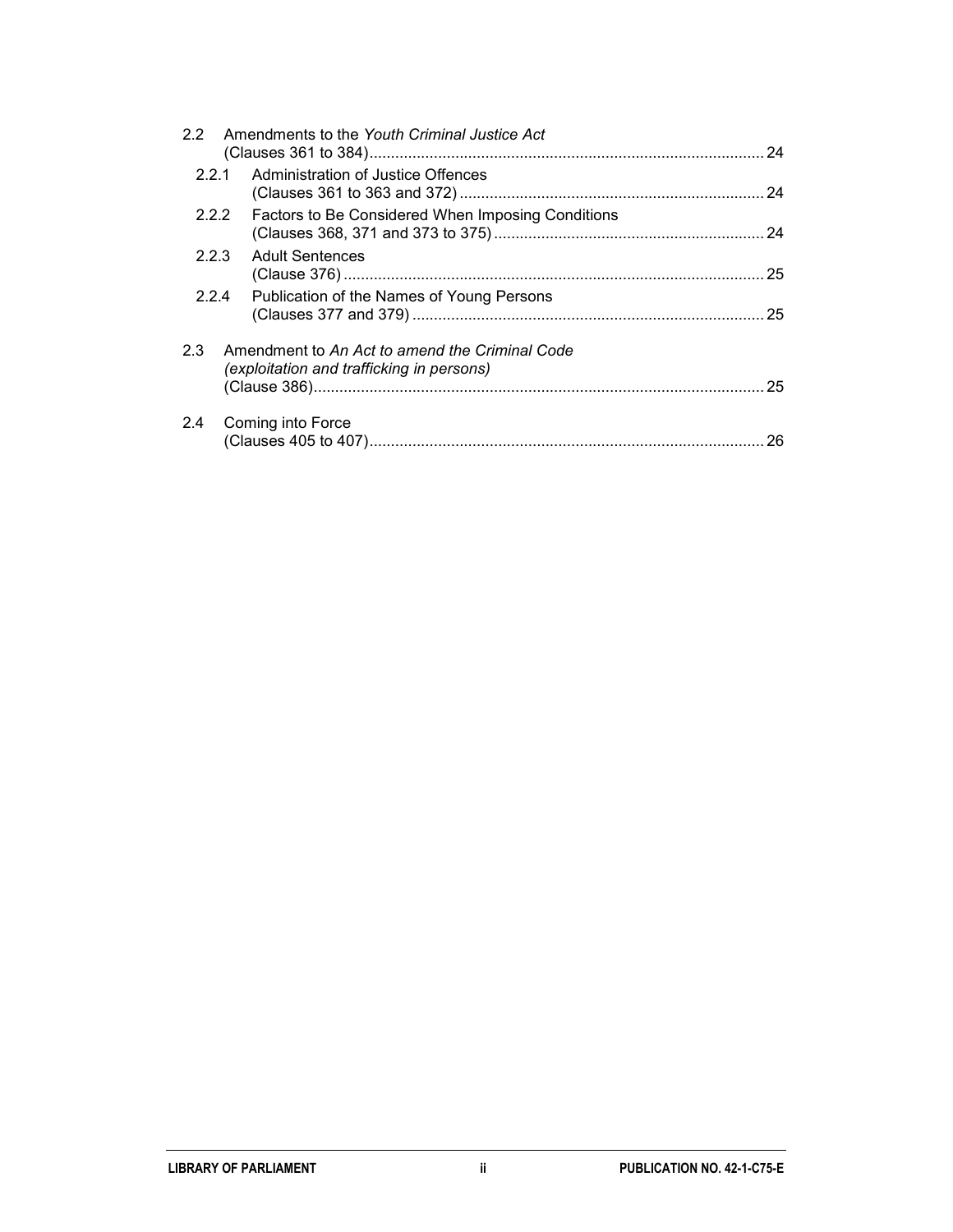2.2 Amendments to the *Youth Criminal Justice Act* (Clauses 361 to 384) ........ 24

2.2.1 Administration of Justice Offences (Clauses 361 to 363 and 372) ........ 24

2.2.2 Factors to Be Considered When Imposing Conditions (Clauses 368, 371 and 373 to 375) ........ 24

2.2.3 Adult Sentences (Clause 376) ........ 25

2.2.4 Publication of the Names of Young Persons (Clauses 377 and 379) ........ 25

2.3 Amendment to *An Act to amend the Criminal Code (exploitation and trafficking in persons)* (Clause 386) ........ 25

2.4 Coming into Force (Clauses 405 to 407) ........ 26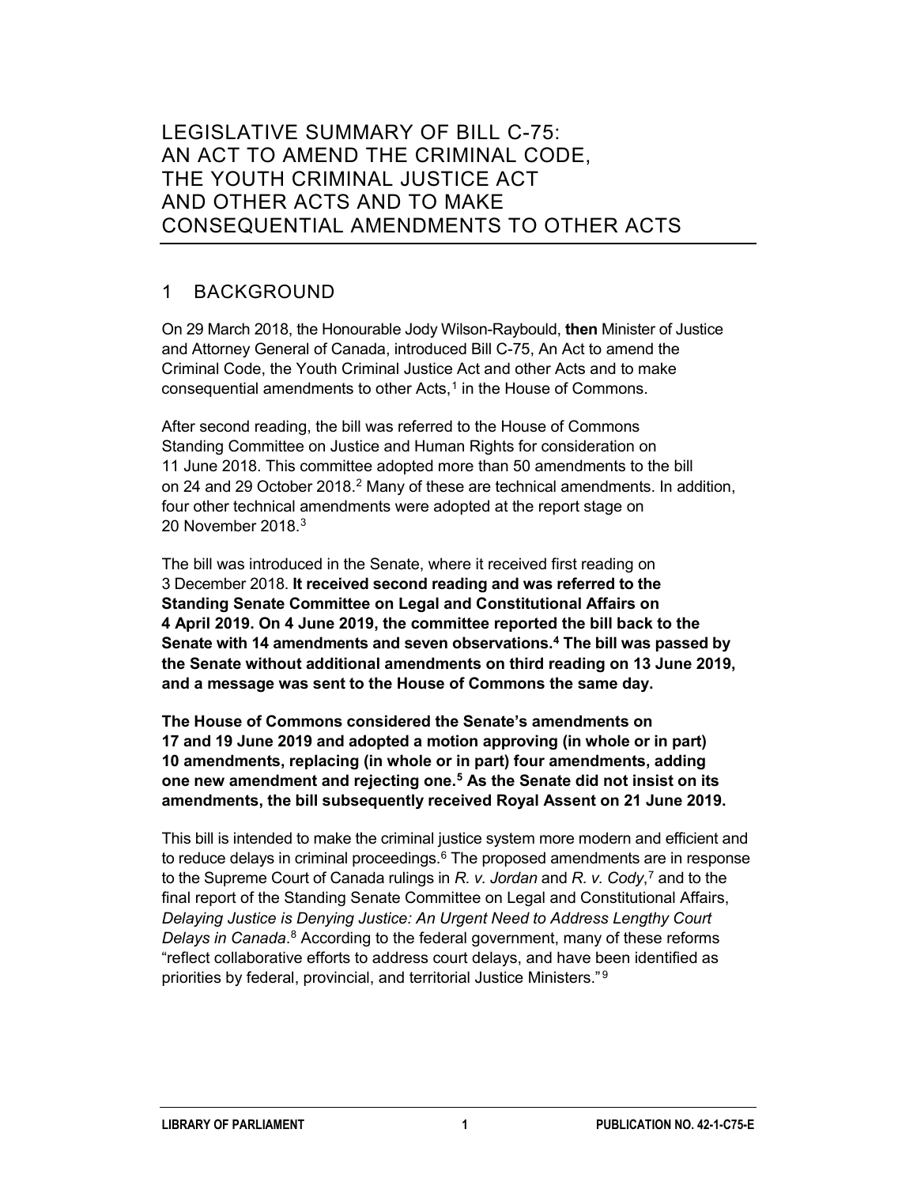# LEGISLATIVE SUMMARY OF BILL C-75: AN ACT TO AMEND THE CRIMINAL CODE, THE YOUTH CRIMINAL JUSTICE ACT AND OTHER ACTS AND TO MAKE CONSEQUENTIAL AMENDMENTS TO OTHER ACTS

## 1 BACKGROUND

On 29 March 2018, the Honourable Jody Wilson-Raybould, **then** Minister of Justice and Attorney General of Canada, introduced Bill C-75, An Act to amend the Criminal Code, the Youth Criminal Justice Act and other Acts and to make consequential amendments to other Acts,[1] in the House of Commons.

After second reading, the bill was referred to the House of Commons Standing Committee on Justice and Human Rights for consideration on 11 June 2018. This committee adopted more than 50 amendments to the bill on 24 and 29 October 2018.[2] Many of these are technical amendments. In addition, four other technical amendments were adopted at the report stage on 20 November 2018.[3]

The bill was introduced in the Senate, where it received first reading on 3 December 2018. **It received second reading and was referred to the Standing Senate Committee on Legal and Constitutional Affairs on 4 April 2019. On 4 June 2019, the committee reported the bill back to the Senate with 14 amendments and seven observations.[4] The bill was passed by the Senate without additional amendments on third reading on 13 June 2019, and a message was sent to the House of Commons the same day.**

**The House of Commons considered the Senate's amendments on 17 and 19 June 2019 and adopted a motion approving (in whole or in part) 10 amendments, replacing (in whole or in part) four amendments, adding one new amendment and rejecting one.[5] As the Senate did not insist on its amendments, the bill subsequently received Royal Assent on 21 June 2019.**

This bill is intended to make the criminal justice system more modern and efficient and to reduce delays in criminal proceedings.[6] The proposed amendments are in response to the Supreme Court of Canada rulings in *R. v. Jordan* and *R. v. Cody*,[7] and to the final report of the Standing Senate Committee on Legal and Constitutional Affairs, *Delaying Justice is Denying Justice: An Urgent Need to Address Lengthy Court Delays in Canada*.[8] According to the federal government, many of these reforms "reflect collaborative efforts to address court delays, and have been identified as priorities by federal, provincial, and territorial Justice Ministers."[9]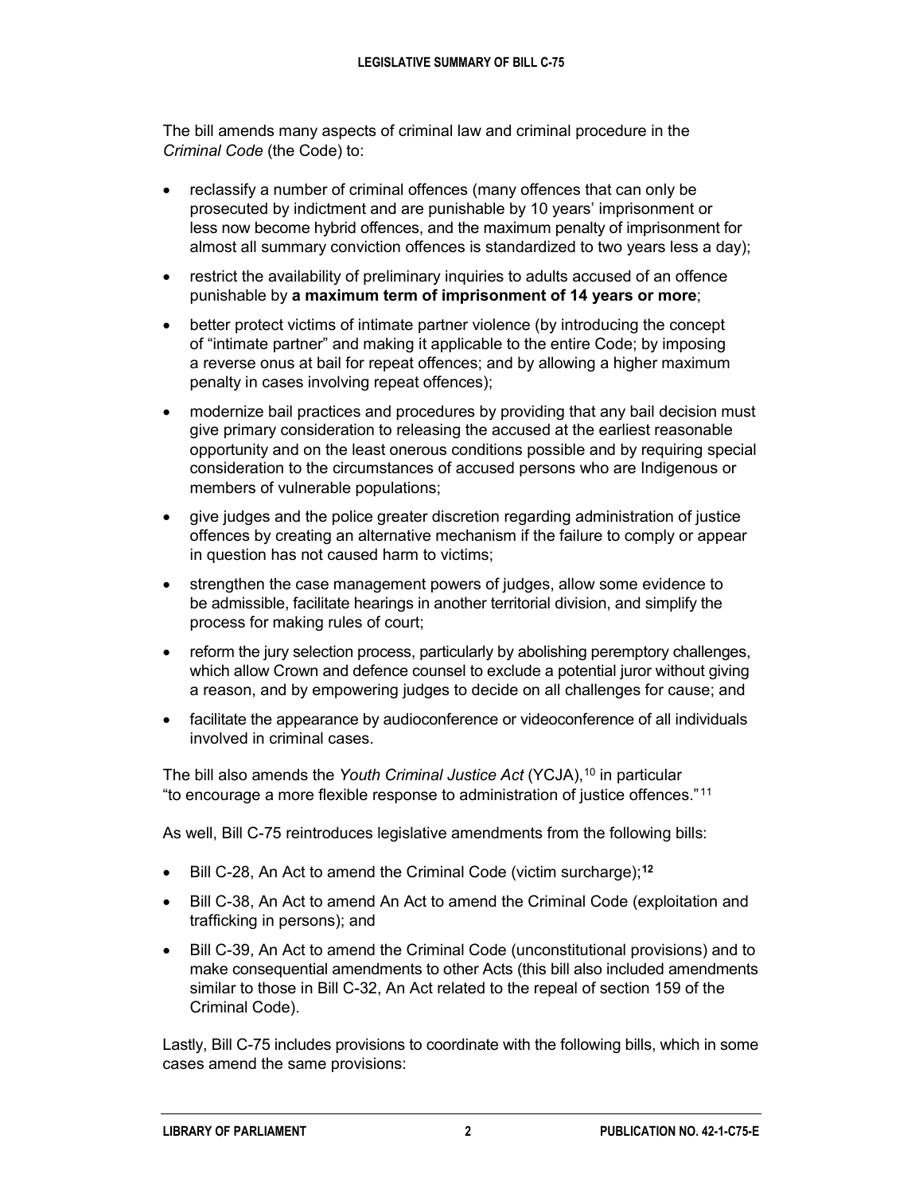The bill amends many aspects of criminal law and criminal procedure in the *Criminal Code* (the Code) to:

- reclassify a number of criminal offences (many offences that can only be prosecuted by indictment and are punishable by 10 years' imprisonment or less now become hybrid offences, and the maximum penalty of imprisonment for almost all summary conviction offences is standardized to two years less a day);
- restrict the availability of preliminary inquiries to adults accused of an offence punishable by **a maximum term of imprisonment of 14 years or more**;
- better protect victims of intimate partner violence (by introducing the concept of "intimate partner" and making it applicable to the entire Code; by imposing a reverse onus at bail for repeat offences; and by allowing a higher maximum penalty in cases involving repeat offences);
- modernize bail practices and procedures by providing that any bail decision must give primary consideration to releasing the accused at the earliest reasonable opportunity and on the least onerous conditions possible and by requiring special consideration to the circumstances of accused persons who are Indigenous or members of vulnerable populations;
- give judges and the police greater discretion regarding administration of justice offences by creating an alternative mechanism if the failure to comply or appear in question has not caused harm to victims;
- strengthen the case management powers of judges, allow some evidence to be admissible, facilitate hearings in another territorial division, and simplify the process for making rules of court;
- reform the jury selection process, particularly by abolishing peremptory challenges, which allow Crown and defence counsel to exclude a potential juror without giving a reason, and by empowering judges to decide on all challenges for cause; and
- facilitate the appearance by audioconference or videoconference of all individuals involved in criminal cases.

The bill also amends the *Youth Criminal Justice Act* (YCJA),[10] in particular "to encourage a more flexible response to administration of justice offences."[11]

As well, Bill C-75 reintroduces legislative amendments from the following bills:

- Bill C-28, An Act to amend the Criminal Code (victim surcharge);[12]
- Bill C-38, An Act to amend An Act to amend the Criminal Code (exploitation and trafficking in persons); and
- Bill C-39, An Act to amend the Criminal Code (unconstitutional provisions) and to make consequential amendments to other Acts (this bill also included amendments similar to those in Bill C-32, An Act related to the repeal of section 159 of the Criminal Code).

Lastly, Bill C-75 includes provisions to coordinate with the following bills, which in some cases amend the same provisions: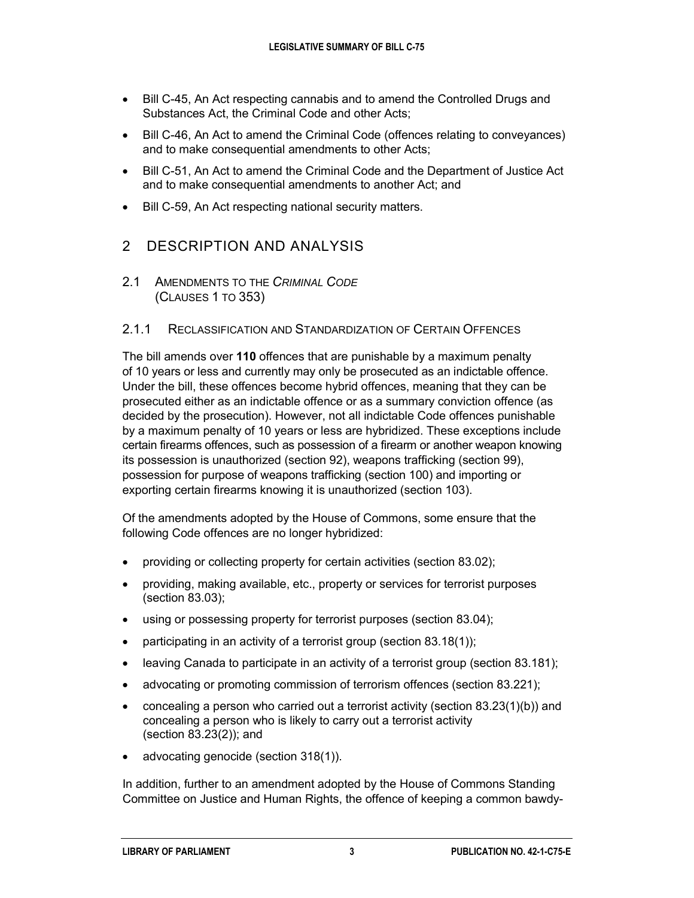- Bill C-45, An Act respecting cannabis and to amend the Controlled Drugs and Substances Act, the Criminal Code and other Acts;
- Bill C-46, An Act to amend the Criminal Code (offences relating to conveyances) and to make consequential amendments to other Acts;
- Bill C-51, An Act to amend the Criminal Code and the Department of Justice Act and to make consequential amendments to another Act; and
- Bill C-59, An Act respecting national security matters.

## 2 DESCRIPTION AND ANALYSIS

### 2.1 AMENDMENTS TO THE *CRIMINAL CODE* (CLAUSES 1 TO 353)

#### 2.1.1 RECLASSIFICATION AND STANDARDIZATION OF CERTAIN OFFENCES

The bill amends over **110** offences that are punishable by a maximum penalty of 10 years or less and currently may only be prosecuted as an indictable offence. Under the bill, these offences become hybrid offences, meaning that they can be prosecuted either as an indictable offence or as a summary conviction offence (as decided by the prosecution). However, not all indictable Code offences punishable by a maximum penalty of 10 years or less are hybridized. These exceptions include certain firearms offences, such as possession of a firearm or another weapon knowing its possession is unauthorized (section 92), weapons trafficking (section 99), possession for purpose of weapons trafficking (section 100) and importing or exporting certain firearms knowing it is unauthorized (section 103).

Of the amendments adopted by the House of Commons, some ensure that the following Code offences are no longer hybridized:

- providing or collecting property for certain activities (section 83.02);
- providing, making available, etc., property or services for terrorist purposes (section 83.03);
- using or possessing property for terrorist purposes (section 83.04);
- participating in an activity of a terrorist group (section 83.18(1));
- leaving Canada to participate in an activity of a terrorist group (section 83.181);
- advocating or promoting commission of terrorism offences (section 83.221);
- concealing a person who carried out a terrorist activity (section 83.23(1)(b)) and concealing a person who is likely to carry out a terrorist activity (section 83.23(2)); and
- advocating genocide (section 318(1)).

In addition, further to an amendment adopted by the House of Commons Standing Committee on Justice and Human Rights, the offence of keeping a common bawdy-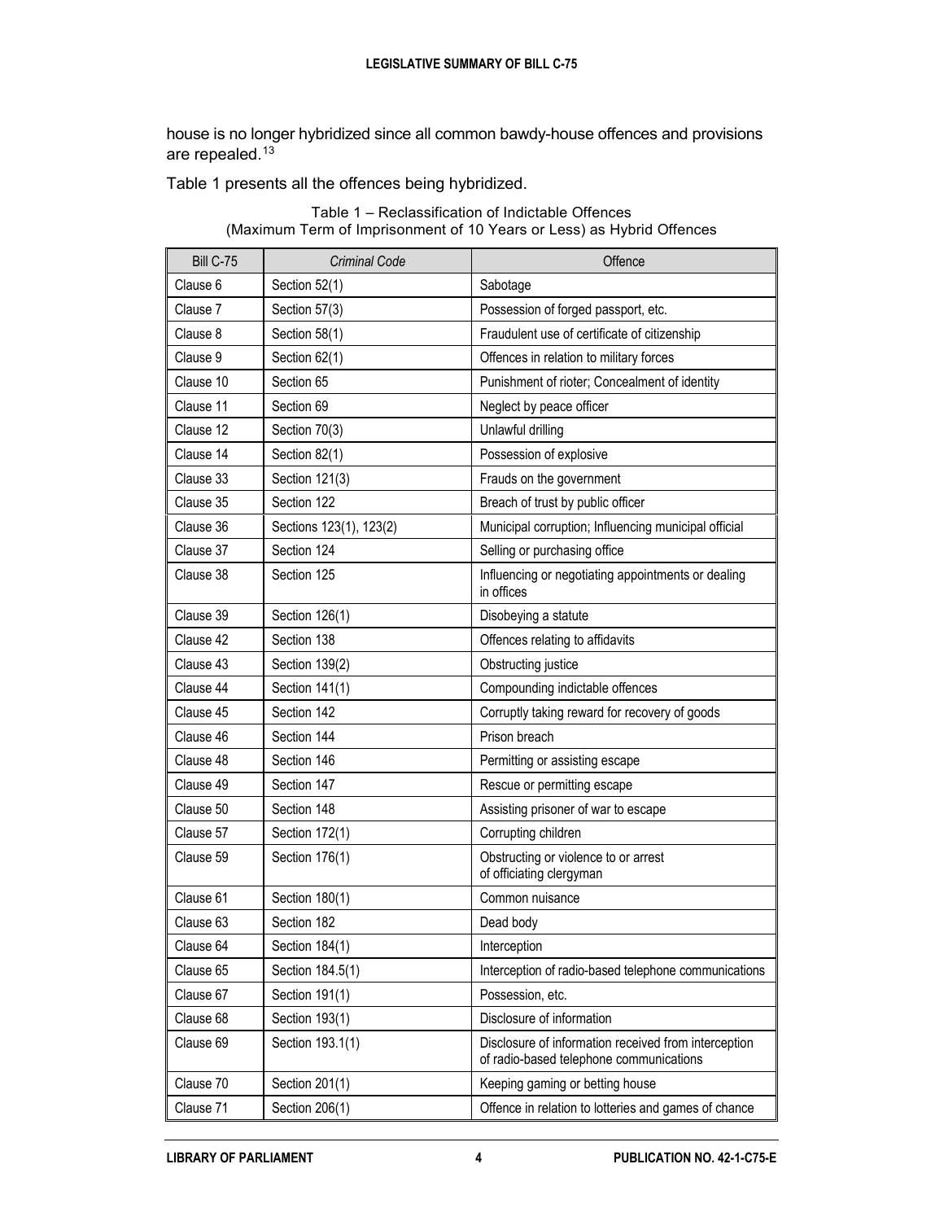house is no longer hybridized since all common bawdy-house offences and provisions are repealed.[13]

Table 1 presents all the offences being hybridized.

Table 1 – Reclassification of Indictable Offences (Maximum Term of Imprisonment of 10 Years or Less) as Hybrid Offences

| Bill C-75 | *Criminal Code* | Offence |
|---|---|---|
| Clause 6 | Section 52(1) | Sabotage |
| Clause 7 | Section 57(3) | Possession of forged passport, etc. |
| Clause 8 | Section 58(1) | Fraudulent use of certificate of citizenship |
| Clause 9 | Section 62(1) | Offences in relation to military forces |
| Clause 10 | Section 65 | Punishment of rioter; Concealment of identity |
| Clause 11 | Section 69 | Neglect by peace officer |
| Clause 12 | Section 70(3) | Unlawful drilling |
| Clause 14 | Section 82(1) | Possession of explosive |
| Clause 33 | Section 121(3) | Frauds on the government |
| Clause 35 | Section 122 | Breach of trust by public officer |
| Clause 36 | Sections 123(1), 123(2) | Municipal corruption; Influencing municipal official |
| Clause 37 | Section 124 | Selling or purchasing office |
| Clause 38 | Section 125 | Influencing or negotiating appointments or dealing in offices |
| Clause 39 | Section 126(1) | Disobeying a statute |
| Clause 42 | Section 138 | Offences relating to affidavits |
| Clause 43 | Section 139(2) | Obstructing justice |
| Clause 44 | Section 141(1) | Compounding indictable offences |
| Clause 45 | Section 142 | Corruptly taking reward for recovery of goods |
| Clause 46 | Section 144 | Prison breach |
| Clause 48 | Section 146 | Permitting or assisting escape |
| Clause 49 | Section 147 | Rescue or permitting escape |
| Clause 50 | Section 148 | Assisting prisoner of war to escape |
| Clause 57 | Section 172(1) | Corrupting children |
| Clause 59 | Section 176(1) | Obstructing or violence to or arrest of officiating clergyman |
| Clause 61 | Section 180(1) | Common nuisance |
| Clause 63 | Section 182 | Dead body |
| Clause 64 | Section 184(1) | Interception |
| Clause 65 | Section 184.5(1) | Interception of radio-based telephone communications |
| Clause 67 | Section 191(1) | Possession, etc. |
| Clause 68 | Section 193(1) | Disclosure of information |
| Clause 69 | Section 193.1(1) | Disclosure of information received from interception of radio-based telephone communications |
| Clause 70 | Section 201(1) | Keeping gaming or betting house |
| Clause 71 | Section 206(1) | Offence in relation to lotteries and games of chance |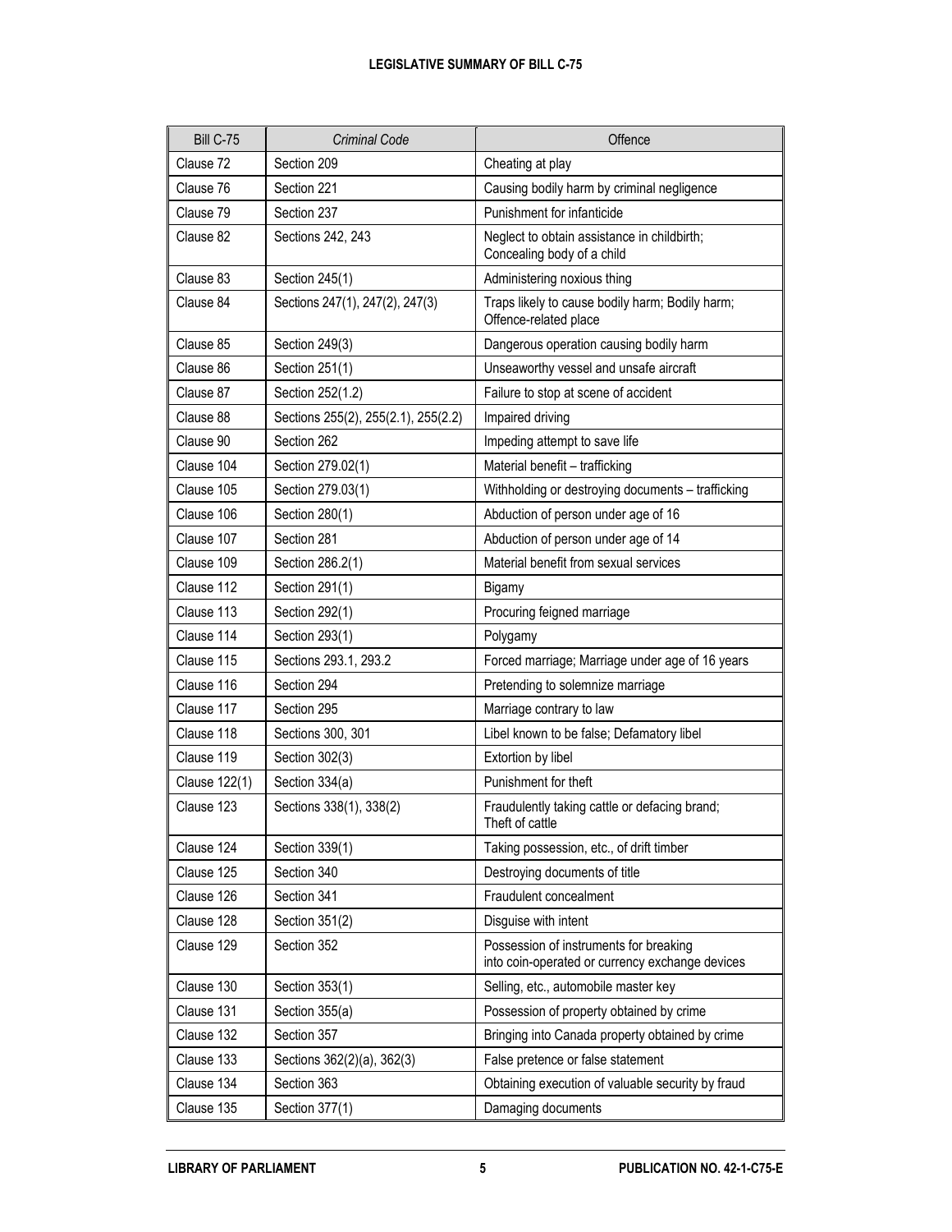| Bill C-75 | *Criminal Code* | Offence |
| --- | --- | --- |
| Clause 72 | Section 209 | Cheating at play |
| Clause 76 | Section 221 | Causing bodily harm by criminal negligence |
| Clause 79 | Section 237 | Punishment for infanticide |
| Clause 82 | Sections 242, 243 | Neglect to obtain assistance in childbirth; Concealing body of a child |
| Clause 83 | Section 245(1) | Administering noxious thing |
| Clause 84 | Sections 247(1), 247(2), 247(3) | Traps likely to cause bodily harm; Bodily harm; Offence-related place |
| Clause 85 | Section 249(3) | Dangerous operation causing bodily harm |
| Clause 86 | Section 251(1) | Unseaworthy vessel and unsafe aircraft |
| Clause 87 | Section 252(1.2) | Failure to stop at scene of accident |
| Clause 88 | Sections 255(2), 255(2.1), 255(2.2) | Impaired driving |
| Clause 90 | Section 262 | Impeding attempt to save life |
| Clause 104 | Section 279.02(1) | Material benefit – trafficking |
| Clause 105 | Section 279.03(1) | Withholding or destroying documents – trafficking |
| Clause 106 | Section 280(1) | Abduction of person under age of 16 |
| Clause 107 | Section 281 | Abduction of person under age of 14 |
| Clause 109 | Section 286.2(1) | Material benefit from sexual services |
| Clause 112 | Section 291(1) | Bigamy |
| Clause 113 | Section 292(1) | Procuring feigned marriage |
| Clause 114 | Section 293(1) | Polygamy |
| Clause 115 | Sections 293.1, 293.2 | Forced marriage; Marriage under age of 16 years |
| Clause 116 | Section 294 | Pretending to solemnize marriage |
| Clause 117 | Section 295 | Marriage contrary to law |
| Clause 118 | Sections 300, 301 | Libel known to be false; Defamatory libel |
| Clause 119 | Section 302(3) | Extortion by libel |
| Clause 122(1) | Section 334(a) | Punishment for theft |
| Clause 123 | Sections 338(1), 338(2) | Fraudulently taking cattle or defacing brand; Theft of cattle |
| Clause 124 | Section 339(1) | Taking possession, etc., of drift timber |
| Clause 125 | Section 340 | Destroying documents of title |
| Clause 126 | Section 341 | Fraudulent concealment |
| Clause 128 | Section 351(2) | Disguise with intent |
| Clause 129 | Section 352 | Possession of instruments for breaking into coin-operated or currency exchange devices |
| Clause 130 | Section 353(1) | Selling, etc., automobile master key |
| Clause 131 | Section 355(a) | Possession of property obtained by crime |
| Clause 132 | Section 357 | Bringing into Canada property obtained by crime |
| Clause 133 | Sections 362(2)(a), 362(3) | False pretence or false statement |
| Clause 134 | Section 363 | Obtaining execution of valuable security by fraud |
| Clause 135 | Section 377(1) | Damaging documents |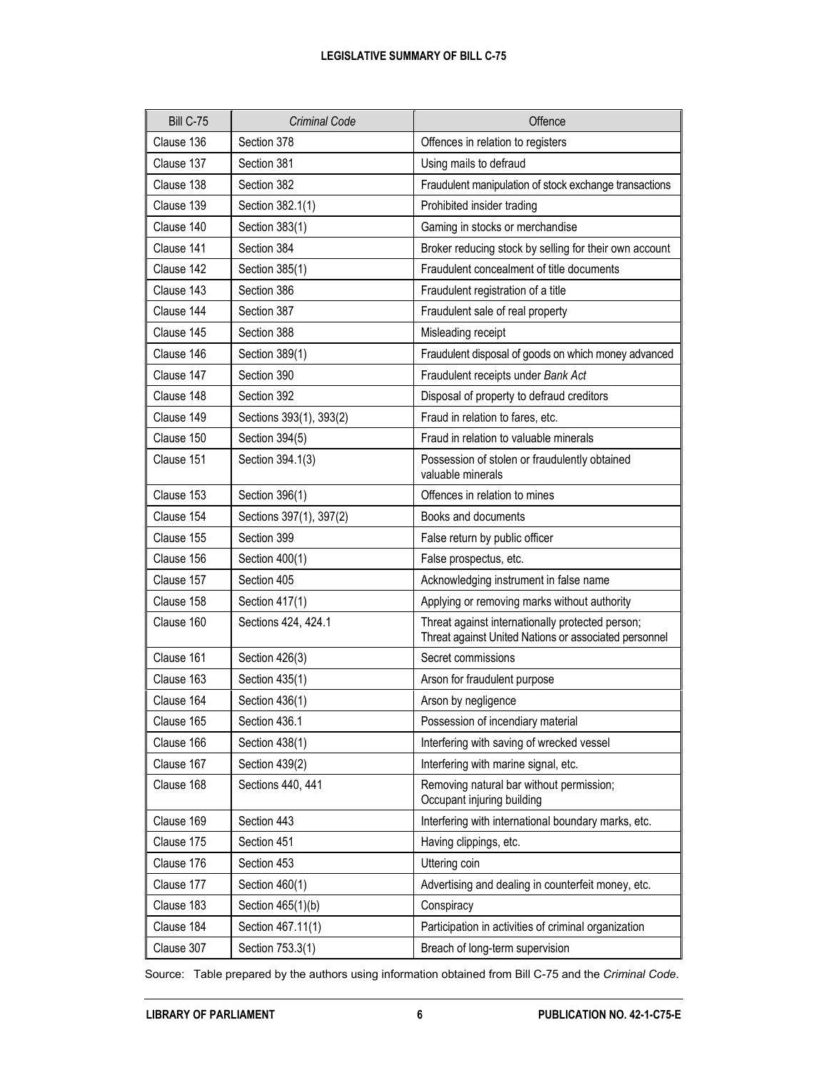| Bill C-75 | *Criminal Code* | Offence |
|---|---|---|
| Clause 136 | Section 378 | Offences in relation to registers |
| Clause 137 | Section 381 | Using mails to defraud |
| Clause 138 | Section 382 | Fraudulent manipulation of stock exchange transactions |
| Clause 139 | Section 382.1(1) | Prohibited insider trading |
| Clause 140 | Section 383(1) | Gaming in stocks or merchandise |
| Clause 141 | Section 384 | Broker reducing stock by selling for their own account |
| Clause 142 | Section 385(1) | Fraudulent concealment of title documents |
| Clause 143 | Section 386 | Fraudulent registration of a title |
| Clause 144 | Section 387 | Fraudulent sale of real property |
| Clause 145 | Section 388 | Misleading receipt |
| Clause 146 | Section 389(1) | Fraudulent disposal of goods on which money advanced |
| Clause 147 | Section 390 | Fraudulent receipts under *Bank Act* |
| Clause 148 | Section 392 | Disposal of property to defraud creditors |
| Clause 149 | Sections 393(1), 393(2) | Fraud in relation to fares, etc. |
| Clause 150 | Section 394(5) | Fraud in relation to valuable minerals |
| Clause 151 | Section 394.1(3) | Possession of stolen or fraudulently obtained valuable minerals |
| Clause 153 | Section 396(1) | Offences in relation to mines |
| Clause 154 | Sections 397(1), 397(2) | Books and documents |
| Clause 155 | Section 399 | False return by public officer |
| Clause 156 | Section 400(1) | False prospectus, etc. |
| Clause 157 | Section 405 | Acknowledging instrument in false name |
| Clause 158 | Section 417(1) | Applying or removing marks without authority |
| Clause 160 | Sections 424, 424.1 | Threat against internationally protected person; Threat against United Nations or associated personnel |
| Clause 161 | Section 426(3) | Secret commissions |
| Clause 163 | Section 435(1) | Arson for fraudulent purpose |
| Clause 164 | Section 436(1) | Arson by negligence |
| Clause 165 | Section 436.1 | Possession of incendiary material |
| Clause 166 | Section 438(1) | Interfering with saving of wrecked vessel |
| Clause 167 | Section 439(2) | Interfering with marine signal, etc. |
| Clause 168 | Sections 440, 441 | Removing natural bar without permission; Occupant injuring building |
| Clause 169 | Section 443 | Interfering with international boundary marks, etc. |
| Clause 175 | Section 451 | Having clippings, etc. |
| Clause 176 | Section 453 | Uttering coin |
| Clause 177 | Section 460(1) | Advertising and dealing in counterfeit money, etc. |
| Clause 183 | Section 465(1)(b) | Conspiracy |
| Clause 184 | Section 467.11(1) | Participation in activities of criminal organization |
| Clause 307 | Section 753.3(1) | Breach of long-term supervision |

Source: Table prepared by the authors using information obtained from Bill C-75 and the *Criminal Code*.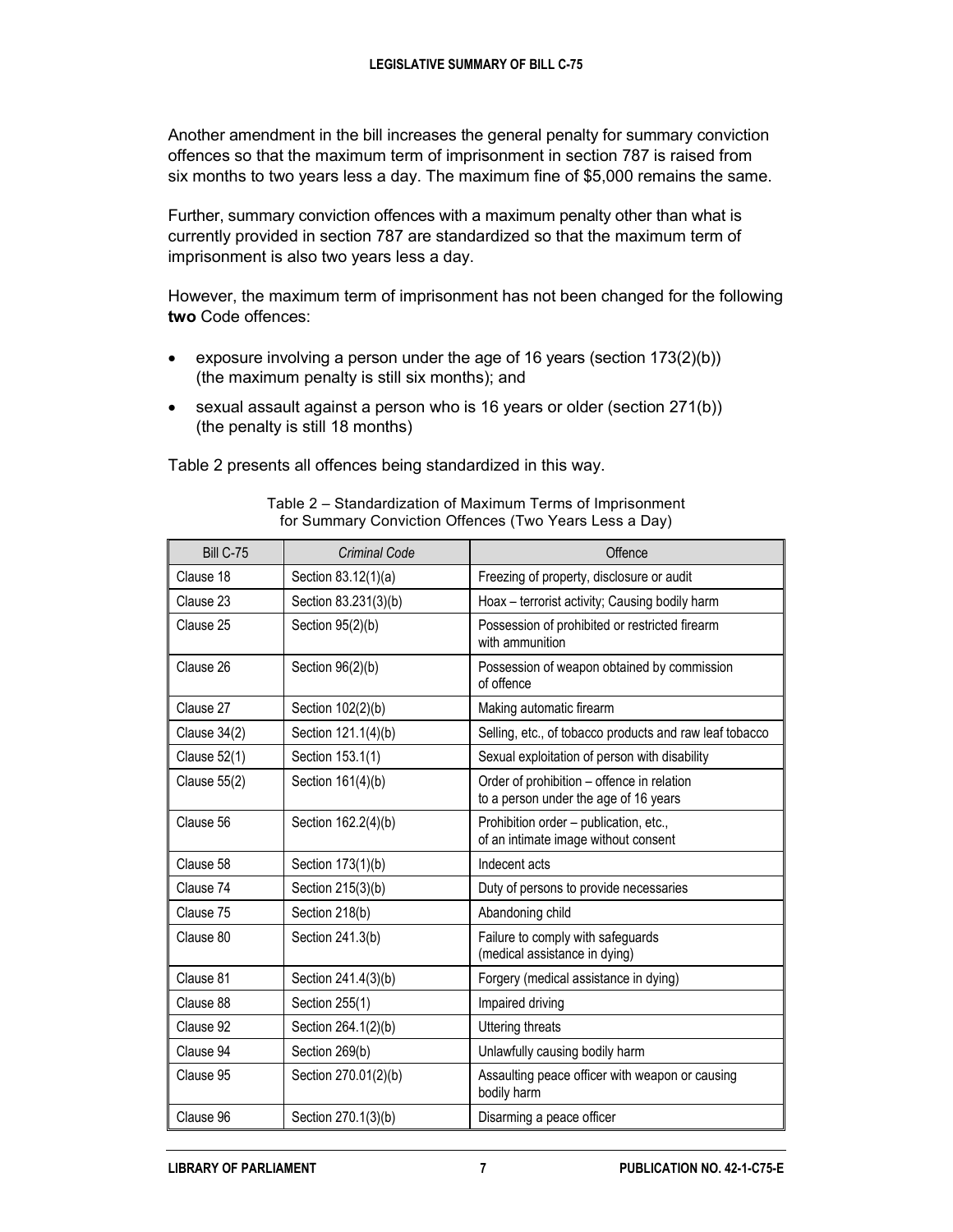Another amendment in the bill increases the general penalty for summary conviction offences so that the maximum term of imprisonment in section 787 is raised from six months to two years less a day. The maximum fine of $5,000 remains the same.

Further, summary conviction offences with a maximum penalty other than what is currently provided in section 787 are standardized so that the maximum term of imprisonment is also two years less a day.

However, the maximum term of imprisonment has not been changed for the following **two** Code offences:

- exposure involving a person under the age of 16 years (section 173(2)(b)) (the maximum penalty is still six months); and
- sexual assault against a person who is 16 years or older (section 271(b)) (the penalty is still 18 months)

Table 2 presents all offences being standardized in this way.

Table 2 – Standardization of Maximum Terms of Imprisonment for Summary Conviction Offences (Two Years Less a Day)

| Bill C-75 | *Criminal Code* | Offence |
|---|---|---|
| Clause 18 | Section 83.12(1)(a) | Freezing of property, disclosure or audit |
| Clause 23 | Section 83.231(3)(b) | Hoax – terrorist activity; Causing bodily harm |
| Clause 25 | Section 95(2)(b) | Possession of prohibited or restricted firearm with ammunition |
| Clause 26 | Section 96(2)(b) | Possession of weapon obtained by commission of offence |
| Clause 27 | Section 102(2)(b) | Making automatic firearm |
| Clause 34(2) | Section 121.1(4)(b) | Selling, etc., of tobacco products and raw leaf tobacco |
| Clause 52(1) | Section 153.1(1) | Sexual exploitation of person with disability |
| Clause 55(2) | Section 161(4)(b) | Order of prohibition – offence in relation to a person under the age of 16 years |
| Clause 56 | Section 162.2(4)(b) | Prohibition order – publication, etc., of an intimate image without consent |
| Clause 58 | Section 173(1)(b) | Indecent acts |
| Clause 74 | Section 215(3)(b) | Duty of persons to provide necessaries |
| Clause 75 | Section 218(b) | Abandoning child |
| Clause 80 | Section 241.3(b) | Failure to comply with safeguards (medical assistance in dying) |
| Clause 81 | Section 241.4(3)(b) | Forgery (medical assistance in dying) |
| Clause 88 | Section 255(1) | Impaired driving |
| Clause 92 | Section 264.1(2)(b) | Uttering threats |
| Clause 94 | Section 269(b) | Unlawfully causing bodily harm |
| Clause 95 | Section 270.01(2)(b) | Assaulting peace officer with weapon or causing bodily harm |
| Clause 96 | Section 270.1(3)(b) | Disarming a peace officer |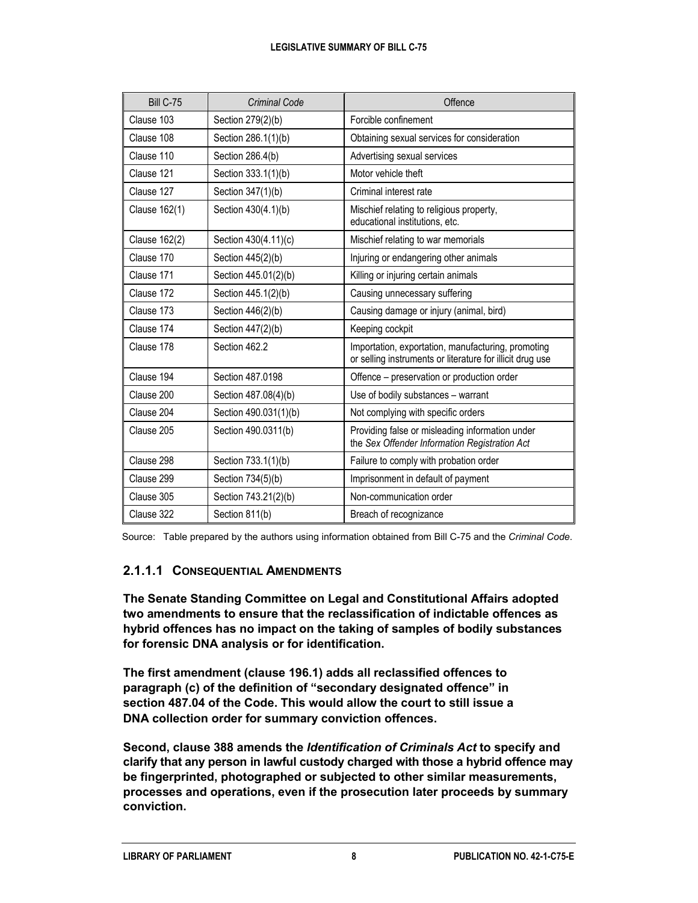| Bill C-75 | *Criminal Code* | Offence |
|---|---|---|
| Clause 103 | Section 279(2)(b) | Forcible confinement |
| Clause 108 | Section 286.1(1)(b) | Obtaining sexual services for consideration |
| Clause 110 | Section 286.4(b) | Advertising sexual services |
| Clause 121 | Section 333.1(1)(b) | Motor vehicle theft |
| Clause 127 | Section 347(1)(b) | Criminal interest rate |
| Clause 162(1) | Section 430(4.1)(b) | Mischief relating to religious property, educational institutions, etc. |
| Clause 162(2) | Section 430(4.11)(c) | Mischief relating to war memorials |
| Clause 170 | Section 445(2)(b) | Injuring or endangering other animals |
| Clause 171 | Section 445.01(2)(b) | Killing or injuring certain animals |
| Clause 172 | Section 445.1(2)(b) | Causing unnecessary suffering |
| Clause 173 | Section 446(2)(b) | Causing damage or injury (animal, bird) |
| Clause 174 | Section 447(2)(b) | Keeping cockpit |
| Clause 178 | Section 462.2 | Importation, exportation, manufacturing, promoting or selling instruments or literature for illicit drug use |
| Clause 194 | Section 487.0198 | Offence – preservation or production order |
| Clause 200 | Section 487.08(4)(b) | Use of bodily substances – warrant |
| Clause 204 | Section 490.031(1)(b) | Not complying with specific orders |
| Clause 205 | Section 490.0311(b) | Providing false or misleading information under the *Sex Offender Information Registration Act* |
| Clause 298 | Section 733.1(1)(b) | Failure to comply with probation order |
| Clause 299 | Section 734(5)(b) | Imprisonment in default of payment |
| Clause 305 | Section 743.21(2)(b) | Non-communication order |
| Clause 322 | Section 811(b) | Breach of recognizance |

Source: Table prepared by the authors using information obtained from Bill C-75 and the *Criminal Code*.

#### 2.1.1.1 Consequential Amendments

**The Senate Standing Committee on Legal and Constitutional Affairs adopted two amendments to ensure that the reclassification of indictable offences as hybrid offences has no impact on the taking of samples of bodily substances for forensic DNA analysis or for identification.**

**The first amendment (clause 196.1) adds all reclassified offences to paragraph (c) of the definition of "secondary designated offence" in section 487.04 of the Code. This would allow the court to still issue a DNA collection order for summary conviction offences.**

**Second, clause 388 amends the *Identification of Criminals Act* to specify and clarify that any person in lawful custody charged with those a hybrid offence may be fingerprinted, photographed or subjected to other similar measurements, processes and operations, even if the prosecution later proceeds by summary conviction.**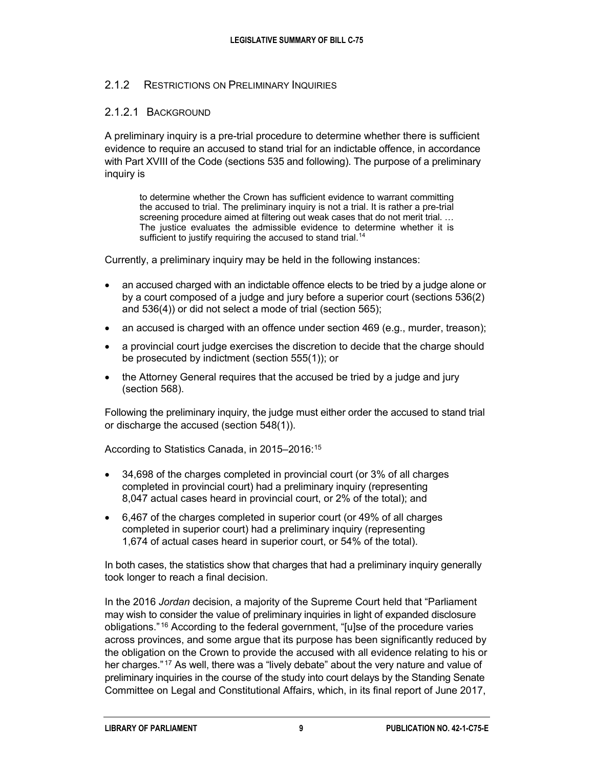### 2.1.2 Restrictions on Preliminary Inquiries

#### 2.1.2.1 Background

A preliminary inquiry is a pre-trial procedure to determine whether there is sufficient evidence to require an accused to stand trial for an indictable offence, in accordance with Part XVIII of the Code (sections 535 and following). The purpose of a preliminary inquiry is

> to determine whether the Crown has sufficient evidence to warrant committing the accused to trial. The preliminary inquiry is not a trial. It is rather a pre-trial screening procedure aimed at filtering out weak cases that do not merit trial. … The justice evaluates the admissible evidence to determine whether it is sufficient to justify requiring the accused to stand trial.[14]

Currently, a preliminary inquiry may be held in the following instances:

- an accused charged with an indictable offence elects to be tried by a judge alone or by a court composed of a judge and jury before a superior court (sections 536(2) and 536(4)) or did not select a mode of trial (section 565);
- an accused is charged with an offence under section 469 (e.g., murder, treason);
- a provincial court judge exercises the discretion to decide that the charge should be prosecuted by indictment (section 555(1)); or
- the Attorney General requires that the accused be tried by a judge and jury (section 568).

Following the preliminary inquiry, the judge must either order the accused to stand trial or discharge the accused (section 548(1)).

According to Statistics Canada, in 2015–2016:[15]

- 34,698 of the charges completed in provincial court (or 3% of all charges completed in provincial court) had a preliminary inquiry (representing 8,047 actual cases heard in provincial court, or 2% of the total); and
- 6,467 of the charges completed in superior court (or 49% of all charges completed in superior court) had a preliminary inquiry (representing 1,674 of actual cases heard in superior court, or 54% of the total).

In both cases, the statistics show that charges that had a preliminary inquiry generally took longer to reach a final decision.

In the 2016 *Jordan* decision, a majority of the Supreme Court held that "Parliament may wish to consider the value of preliminary inquiries in light of expanded disclosure obligations."[16] According to the federal government, "[u]se of the procedure varies across provinces, and some argue that its purpose has been significantly reduced by the obligation on the Crown to provide the accused with all evidence relating to his or her charges."[17] As well, there was a "lively debate" about the very nature and value of preliminary inquiries in the course of the study into court delays by the Standing Senate Committee on Legal and Constitutional Affairs, which, in its final report of June 2017,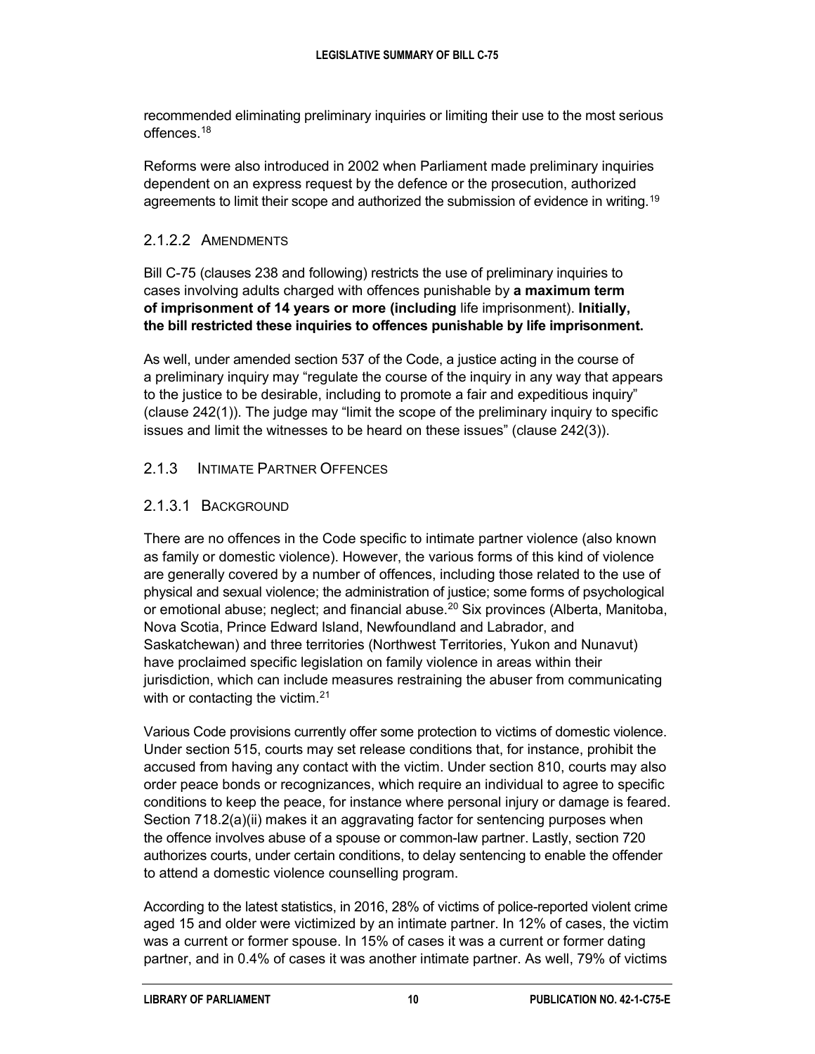recommended eliminating preliminary inquiries or limiting their use to the most serious offences.[18]

Reforms were also introduced in 2002 when Parliament made preliminary inquiries dependent on an express request by the defence or the prosecution, authorized agreements to limit their scope and authorized the submission of evidence in writing.[19]

#### 2.1.2.2 Amendments

Bill C-75 (clauses 238 and following) restricts the use of preliminary inquiries to cases involving adults charged with offences punishable by **a maximum term of imprisonment of 14 years or more (including** life imprisonment). **Initially, the bill restricted these inquiries to offences punishable by life imprisonment.**

As well, under amended section 537 of the Code, a justice acting in the course of a preliminary inquiry may "regulate the course of the inquiry in any way that appears to the justice to be desirable, including to promote a fair and expeditious inquiry" (clause 242(1)). The judge may "limit the scope of the preliminary inquiry to specific issues and limit the witnesses to be heard on these issues" (clause 242(3)).

### 2.1.3 Intimate Partner Offences

#### 2.1.3.1 Background

There are no offences in the Code specific to intimate partner violence (also known as family or domestic violence). However, the various forms of this kind of violence are generally covered by a number of offences, including those related to the use of physical and sexual violence; the administration of justice; some forms of psychological or emotional abuse; neglect; and financial abuse.[20] Six provinces (Alberta, Manitoba, Nova Scotia, Prince Edward Island, Newfoundland and Labrador, and Saskatchewan) and three territories (Northwest Territories, Yukon and Nunavut) have proclaimed specific legislation on family violence in areas within their jurisdiction, which can include measures restraining the abuser from communicating with or contacting the victim.[21]

Various Code provisions currently offer some protection to victims of domestic violence. Under section 515, courts may set release conditions that, for instance, prohibit the accused from having any contact with the victim. Under section 810, courts may also order peace bonds or recognizances, which require an individual to agree to specific conditions to keep the peace, for instance where personal injury or damage is feared. Section 718.2(a)(ii) makes it an aggravating factor for sentencing purposes when the offence involves abuse of a spouse or common-law partner. Lastly, section 720 authorizes courts, under certain conditions, to delay sentencing to enable the offender to attend a domestic violence counselling program.

According to the latest statistics, in 2016, 28% of victims of police-reported violent crime aged 15 and older were victimized by an intimate partner. In 12% of cases, the victim was a current or former spouse. In 15% of cases it was a current or former dating partner, and in 0.4% of cases it was another intimate partner. As well, 79% of victims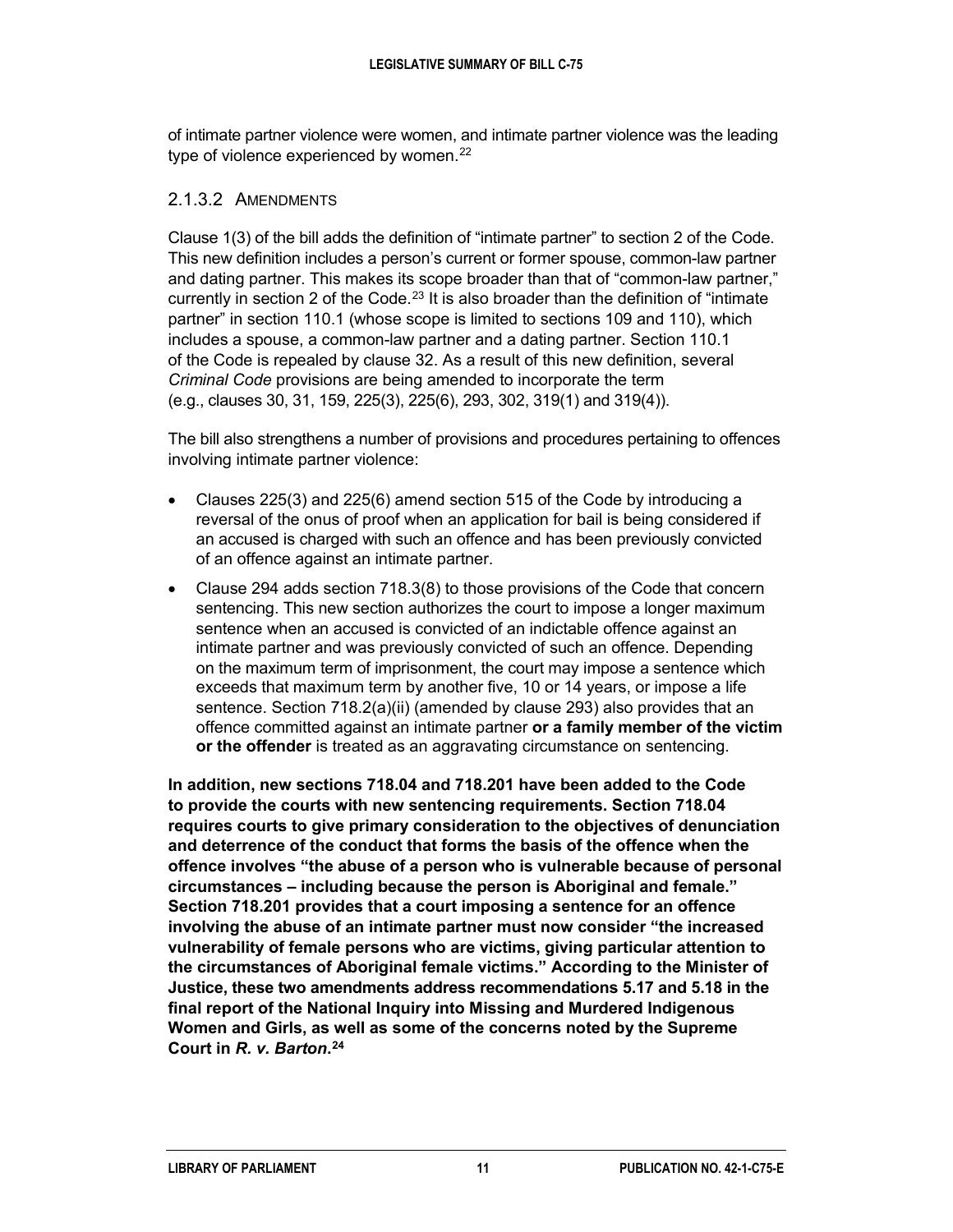of intimate partner violence were women, and intimate partner violence was the leading type of violence experienced by women.[22]

#### 2.1.3.2 Amendments

Clause 1(3) of the bill adds the definition of "intimate partner" to section 2 of the Code. This new definition includes a person's current or former spouse, common-law partner and dating partner. This makes its scope broader than that of "common-law partner," currently in section 2 of the Code.[23] It is also broader than the definition of "intimate partner" in section 110.1 (whose scope is limited to sections 109 and 110), which includes a spouse, a common-law partner and a dating partner. Section 110.1 of the Code is repealed by clause 32. As a result of this new definition, several *Criminal Code* provisions are being amended to incorporate the term (e.g., clauses 30, 31, 159, 225(3), 225(6), 293, 302, 319(1) and 319(4)).

The bill also strengthens a number of provisions and procedures pertaining to offences involving intimate partner violence:

- Clauses 225(3) and 225(6) amend section 515 of the Code by introducing a reversal of the onus of proof when an application for bail is being considered if an accused is charged with such an offence and has been previously convicted of an offence against an intimate partner.
- Clause 294 adds section 718.3(8) to those provisions of the Code that concern sentencing. This new section authorizes the court to impose a longer maximum sentence when an accused is convicted of an indictable offence against an intimate partner and was previously convicted of such an offence. Depending on the maximum term of imprisonment, the court may impose a sentence which exceeds that maximum term by another five, 10 or 14 years, or impose a life sentence. Section 718.2(a)(ii) (amended by clause 293) also provides that an offence committed against an intimate partner **or a family member of the victim or the offender** is treated as an aggravating circumstance on sentencing.

**In addition, new sections 718.04 and 718.201 have been added to the Code to provide the courts with new sentencing requirements. Section 718.04 requires courts to give primary consideration to the objectives of denunciation and deterrence of the conduct that forms the basis of the offence when the offence involves "the abuse of a person who is vulnerable because of personal circumstances – including because the person is Aboriginal and female." Section 718.201 provides that a court imposing a sentence for an offence involving the abuse of an intimate partner must now consider "the increased vulnerability of female persons who are victims, giving particular attention to the circumstances of Aboriginal female victims." According to the Minister of Justice, these two amendments address recommendations 5.17 and 5.18 in the final report of the National Inquiry into Missing and Murdered Indigenous Women and Girls, as well as some of the concerns noted by the Supreme Court in *R. v. Barton*.[24]**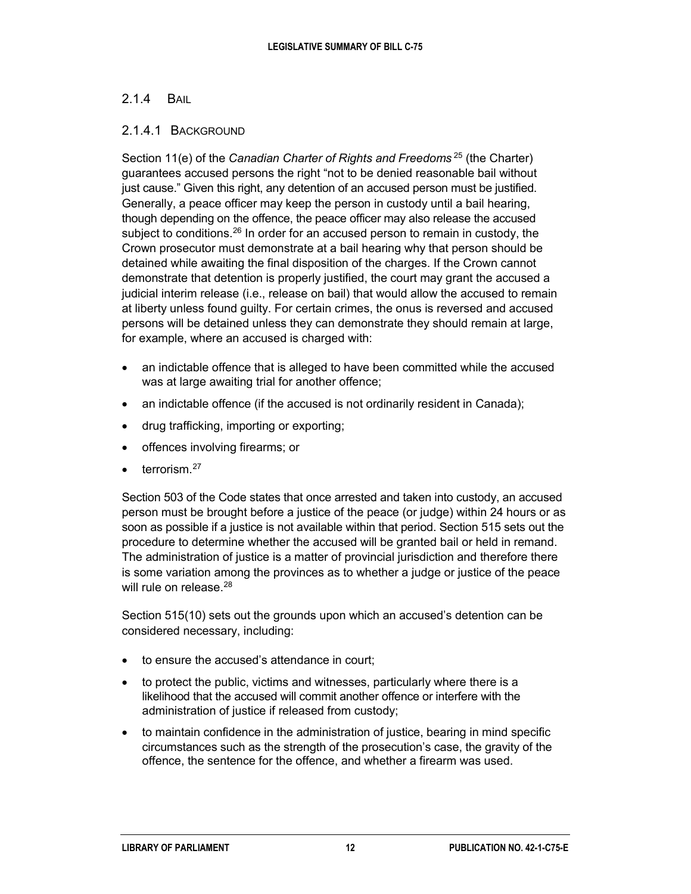### 2.1.4 Bail

#### 2.1.4.1 Background

Section 11(e) of the *Canadian Charter of Rights and Freedoms*[25] (the Charter) guarantees accused persons the right "not to be denied reasonable bail without just cause." Given this right, any detention of an accused person must be justified. Generally, a peace officer may keep the person in custody until a bail hearing, though depending on the offence, the peace officer may also release the accused subject to conditions.[26] In order for an accused person to remain in custody, the Crown prosecutor must demonstrate at a bail hearing why that person should be detained while awaiting the final disposition of the charges. If the Crown cannot demonstrate that detention is properly justified, the court may grant the accused a judicial interim release (i.e., release on bail) that would allow the accused to remain at liberty unless found guilty. For certain crimes, the onus is reversed and accused persons will be detained unless they can demonstrate they should remain at large, for example, where an accused is charged with:

- an indictable offence that is alleged to have been committed while the accused was at large awaiting trial for another offence;
- an indictable offence (if the accused is not ordinarily resident in Canada);
- drug trafficking, importing or exporting;
- offences involving firearms; or
- terrorism.[27]

Section 503 of the Code states that once arrested and taken into custody, an accused person must be brought before a justice of the peace (or judge) within 24 hours or as soon as possible if a justice is not available within that period. Section 515 sets out the procedure to determine whether the accused will be granted bail or held in remand. The administration of justice is a matter of provincial jurisdiction and therefore there is some variation among the provinces as to whether a judge or justice of the peace will rule on release.[28]

Section 515(10) sets out the grounds upon which an accused's detention can be considered necessary, including:

- to ensure the accused's attendance in court;
- to protect the public, victims and witnesses, particularly where there is a likelihood that the accused will commit another offence or interfere with the administration of justice if released from custody;
- to maintain confidence in the administration of justice, bearing in mind specific circumstances such as the strength of the prosecution's case, the gravity of the offence, the sentence for the offence, and whether a firearm was used.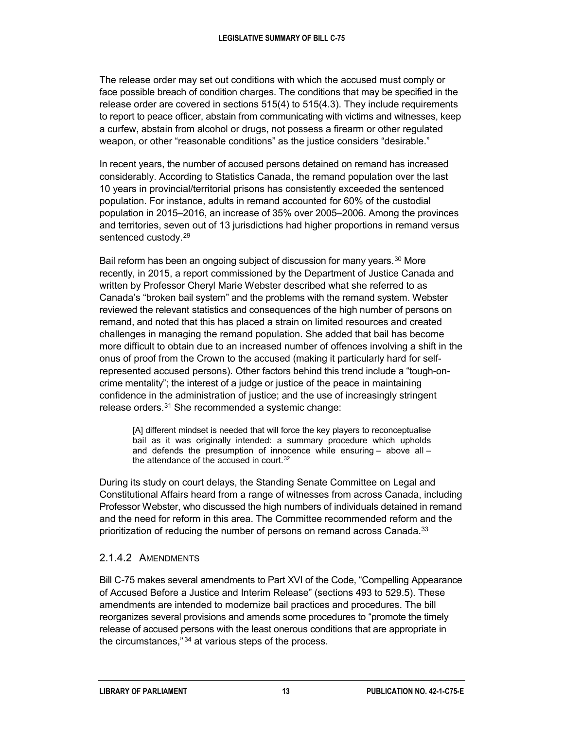The release order may set out conditions with which the accused must comply or face possible breach of condition charges. The conditions that may be specified in the release order are covered in sections 515(4) to 515(4.3). They include requirements to report to peace officer, abstain from communicating with victims and witnesses, keep a curfew, abstain from alcohol or drugs, not possess a firearm or other regulated weapon, or other "reasonable conditions" as the justice considers "desirable."

In recent years, the number of accused persons detained on remand has increased considerably. According to Statistics Canada, the remand population over the last 10 years in provincial/territorial prisons has consistently exceeded the sentenced population. For instance, adults in remand accounted for 60% of the custodial population in 2015–2016, an increase of 35% over 2005–2006. Among the provinces and territories, seven out of 13 jurisdictions had higher proportions in remand versus sentenced custody.[29]

Bail reform has been an ongoing subject of discussion for many years.[30] More recently, in 2015, a report commissioned by the Department of Justice Canada and written by Professor Cheryl Marie Webster described what she referred to as Canada's "broken bail system" and the problems with the remand system. Webster reviewed the relevant statistics and consequences of the high number of persons on remand, and noted that this has placed a strain on limited resources and created challenges in managing the remand population. She added that bail has become more difficult to obtain due to an increased number of offences involving a shift in the onus of proof from the Crown to the accused (making it particularly hard for self-represented accused persons). Other factors behind this trend include a "tough-on-crime mentality"; the interest of a judge or justice of the peace in maintaining confidence in the administration of justice; and the use of increasingly stringent release orders.[31] She recommended a systemic change:

> [A] different mindset is needed that will force the key players to reconceptualise bail as it was originally intended: a summary procedure which upholds and defends the presumption of innocence while ensuring – above all – the attendance of the accused in court.[32]

During its study on court delays, the Standing Senate Committee on Legal and Constitutional Affairs heard from a range of witnesses from across Canada, including Professor Webster, who discussed the high numbers of individuals detained in remand and the need for reform in this area. The Committee recommended reform and the prioritization of reducing the number of persons on remand across Canada.[33]

#### 2.1.4.2 Amendments

Bill C-75 makes several amendments to Part XVI of the Code, "Compelling Appearance of Accused Before a Justice and Interim Release" (sections 493 to 529.5). These amendments are intended to modernize bail practices and procedures. The bill reorganizes several provisions and amends some procedures to "promote the timely release of accused persons with the least onerous conditions that are appropriate in the circumstances,"[34] at various steps of the process.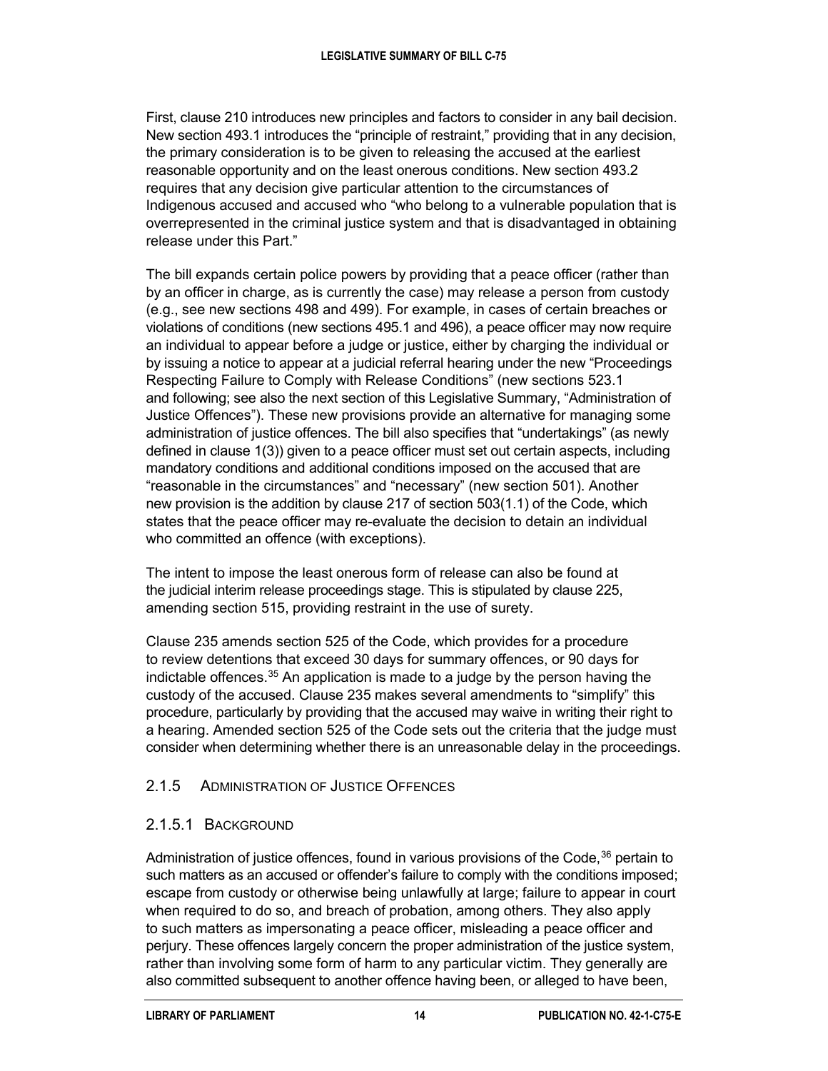First, clause 210 introduces new principles and factors to consider in any bail decision. New section 493.1 introduces the "principle of restraint," providing that in any decision, the primary consideration is to be given to releasing the accused at the earliest reasonable opportunity and on the least onerous conditions. New section 493.2 requires that any decision give particular attention to the circumstances of Indigenous accused and accused who "who belong to a vulnerable population that is overrepresented in the criminal justice system and that is disadvantaged in obtaining release under this Part."

The bill expands certain police powers by providing that a peace officer (rather than by an officer in charge, as is currently the case) may release a person from custody (e.g., see new sections 498 and 499). For example, in cases of certain breaches or violations of conditions (new sections 495.1 and 496), a peace officer may now require an individual to appear before a judge or justice, either by charging the individual or by issuing a notice to appear at a judicial referral hearing under the new "Proceedings Respecting Failure to Comply with Release Conditions" (new sections 523.1 and following; see also the next section of this Legislative Summary, "Administration of Justice Offences"). These new provisions provide an alternative for managing some administration of justice offences. The bill also specifies that "undertakings" (as newly defined in clause 1(3)) given to a peace officer must set out certain aspects, including mandatory conditions and additional conditions imposed on the accused that are "reasonable in the circumstances" and "necessary" (new section 501). Another new provision is the addition by clause 217 of section 503(1.1) of the Code, which states that the peace officer may re-evaluate the decision to detain an individual who committed an offence (with exceptions).

The intent to impose the least onerous form of release can also be found at the judicial interim release proceedings stage. This is stipulated by clause 225, amending section 515, providing restraint in the use of surety.

Clause 235 amends section 525 of the Code, which provides for a procedure to review detentions that exceed 30 days for summary offences, or 90 days for indictable offences.[35] An application is made to a judge by the person having the custody of the accused. Clause 235 makes several amendments to "simplify" this procedure, particularly by providing that the accused may waive in writing their right to a hearing. Amended section 525 of the Code sets out the criteria that the judge must consider when determining whether there is an unreasonable delay in the proceedings.

### 2.1.5 Administration of Justice Offences

#### 2.1.5.1 Background

Administration of justice offences, found in various provisions of the Code,[36] pertain to such matters as an accused or offender's failure to comply with the conditions imposed; escape from custody or otherwise being unlawfully at large; failure to appear in court when required to do so, and breach of probation, among others. They also apply to such matters as impersonating a peace officer, misleading a peace officer and perjury. These offences largely concern the proper administration of the justice system, rather than involving some form of harm to any particular victim. They generally are also committed subsequent to another offence having been, or alleged to have been,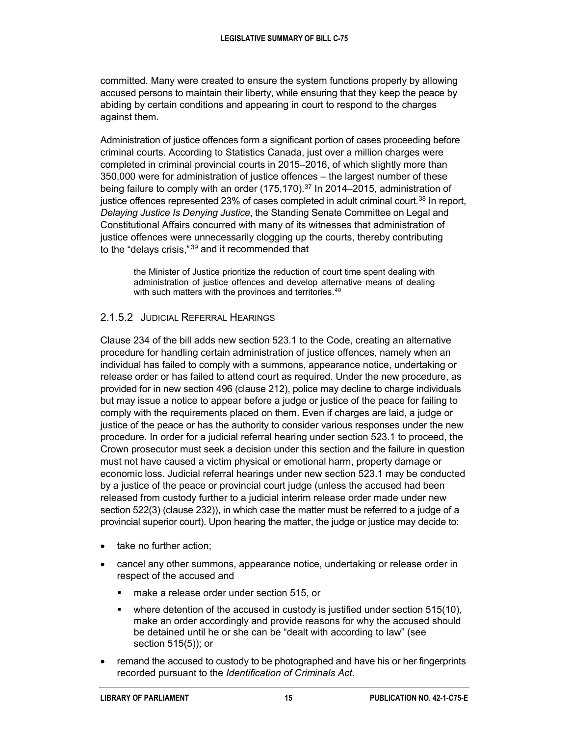committed. Many were created to ensure the system functions properly by allowing accused persons to maintain their liberty, while ensuring that they keep the peace by abiding by certain conditions and appearing in court to respond to the charges against them.

Administration of justice offences form a significant portion of cases proceeding before criminal courts. According to Statistics Canada, just over a million charges were completed in criminal provincial courts in 2015–2016, of which slightly more than 350,000 were for administration of justice offences – the largest number of these being failure to comply with an order (175,170).[37] In 2014–2015, administration of justice offences represented 23% of cases completed in adult criminal court.[38] In report, *Delaying Justice Is Denying Justice*, the Standing Senate Committee on Legal and Constitutional Affairs concurred with many of its witnesses that administration of justice offences were unnecessarily clogging up the courts, thereby contributing to the "delays crisis,"[39] and it recommended that

> the Minister of Justice prioritize the reduction of court time spent dealing with administration of justice offences and develop alternative means of dealing with such matters with the provinces and territories.[40]

### 2.1.5.2 Judicial Referral Hearings

Clause 234 of the bill adds new section 523.1 to the Code, creating an alternative procedure for handling certain administration of justice offences, namely when an individual has failed to comply with a summons, appearance notice, undertaking or release order or has failed to attend court as required. Under the new procedure, as provided for in new section 496 (clause 212), police may decline to charge individuals but may issue a notice to appear before a judge or justice of the peace for failing to comply with the requirements placed on them. Even if charges are laid, a judge or justice of the peace or has the authority to consider various responses under the new procedure. In order for a judicial referral hearing under section 523.1 to proceed, the Crown prosecutor must seek a decision under this section and the failure in question must not have caused a victim physical or emotional harm, property damage or economic loss. Judicial referral hearings under new section 523.1 may be conducted by a justice of the peace or provincial court judge (unless the accused had been released from custody further to a judicial interim release order made under new section 522(3) (clause 232)), in which case the matter must be referred to a judge of a provincial superior court). Upon hearing the matter, the judge or justice may decide to:

- take no further action;
- cancel any other summons, appearance notice, undertaking or release order in respect of the accused and
  - make a release order under section 515, or
  - where detention of the accused in custody is justified under section 515(10), make an order accordingly and provide reasons for why the accused should be detained until he or she can be "dealt with according to law" (see section 515(5)); or
- remand the accused to custody to be photographed and have his or her fingerprints recorded pursuant to the *Identification of Criminals Act*.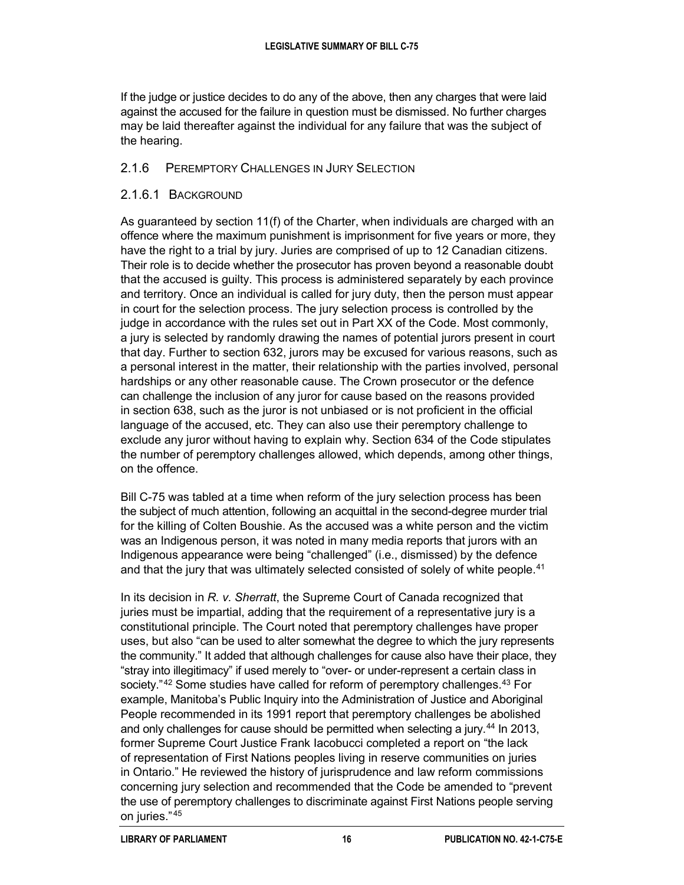If the judge or justice decides to do any of the above, then any charges that were laid against the accused for the failure in question must be dismissed. No further charges may be laid thereafter against the individual for any failure that was the subject of the hearing.

### 2.1.6 Peremptory Challenges in Jury Selection

#### 2.1.6.1 Background

As guaranteed by section 11(f) of the Charter, when individuals are charged with an offence where the maximum punishment is imprisonment for five years or more, they have the right to a trial by jury. Juries are comprised of up to 12 Canadian citizens. Their role is to decide whether the prosecutor has proven beyond a reasonable doubt that the accused is guilty. This process is administered separately by each province and territory. Once an individual is called for jury duty, then the person must appear in court for the selection process. The jury selection process is controlled by the judge in accordance with the rules set out in Part XX of the Code. Most commonly, a jury is selected by randomly drawing the names of potential jurors present in court that day. Further to section 632, jurors may be excused for various reasons, such as a personal interest in the matter, their relationship with the parties involved, personal hardships or any other reasonable cause. The Crown prosecutor or the defence can challenge the inclusion of any juror for cause based on the reasons provided in section 638, such as the juror is not unbiased or is not proficient in the official language of the accused, etc. They can also use their peremptory challenge to exclude any juror without having to explain why. Section 634 of the Code stipulates the number of peremptory challenges allowed, which depends, among other things, on the offence.

Bill C-75 was tabled at a time when reform of the jury selection process has been the subject of much attention, following an acquittal in the second-degree murder trial for the killing of Colten Boushie. As the accused was a white person and the victim was an Indigenous person, it was noted in many media reports that jurors with an Indigenous appearance were being "challenged" (i.e., dismissed) by the defence and that the jury that was ultimately selected consisted of solely of white people.[41]

In its decision in *R. v. Sherratt*, the Supreme Court of Canada recognized that juries must be impartial, adding that the requirement of a representative jury is a constitutional principle. The Court noted that peremptory challenges have proper uses, but also "can be used to alter somewhat the degree to which the jury represents the community." It added that although challenges for cause also have their place, they "stray into illegitimacy" if used merely to "over- or under-represent a certain class in society."[42] Some studies have called for reform of peremptory challenges.[43] For example, Manitoba's Public Inquiry into the Administration of Justice and Aboriginal People recommended in its 1991 report that peremptory challenges be abolished and only challenges for cause should be permitted when selecting a jury.[44] In 2013, former Supreme Court Justice Frank Iacobucci completed a report on "the lack of representation of First Nations peoples living in reserve communities on juries in Ontario." He reviewed the history of jurisprudence and law reform commissions concerning jury selection and recommended that the Code be amended to "prevent the use of peremptory challenges to discriminate against First Nations people serving on juries."[45]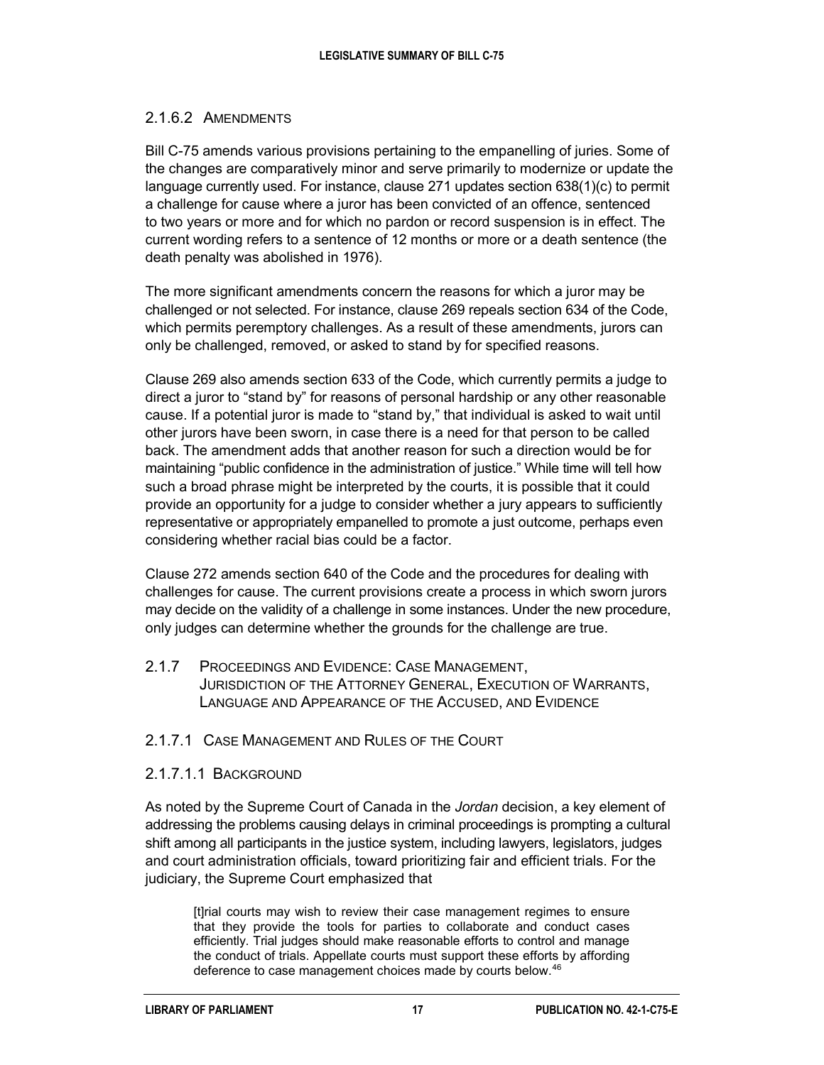#### 2.1.6.2 Amendments

Bill C-75 amends various provisions pertaining to the empanelling of juries. Some of the changes are comparatively minor and serve primarily to modernize or update the language currently used. For instance, clause 271 updates section 638(1)(c) to permit a challenge for cause where a juror has been convicted of an offence, sentenced to two years or more and for which no pardon or record suspension is in effect. The current wording refers to a sentence of 12 months or more or a death sentence (the death penalty was abolished in 1976).

The more significant amendments concern the reasons for which a juror may be challenged or not selected. For instance, clause 269 repeals section 634 of the Code, which permits peremptory challenges. As a result of these amendments, jurors can only be challenged, removed, or asked to stand by for specified reasons.

Clause 269 also amends section 633 of the Code, which currently permits a judge to direct a juror to "stand by" for reasons of personal hardship or any other reasonable cause. If a potential juror is made to "stand by," that individual is asked to wait until other jurors have been sworn, in case there is a need for that person to be called back. The amendment adds that another reason for such a direction would be for maintaining "public confidence in the administration of justice." While time will tell how such a broad phrase might be interpreted by the courts, it is possible that it could provide an opportunity for a judge to consider whether a jury appears to sufficiently representative or appropriately empanelled to promote a just outcome, perhaps even considering whether racial bias could be a factor.

Clause 272 amends section 640 of the Code and the procedures for dealing with challenges for cause. The current provisions create a process in which sworn jurors may decide on the validity of a challenge in some instances. Under the new procedure, only judges can determine whether the grounds for the challenge are true.

### 2.1.7 Proceedings and Evidence: Case Management, Jurisdiction of the Attorney General, Execution of Warrants, Language and Appearance of the Accused, and Evidence

#### 2.1.7.1 Case Management and Rules of the Court

##### 2.1.7.1.1 Background

As noted by the Supreme Court of Canada in the *Jordan* decision, a key element of addressing the problems causing delays in criminal proceedings is prompting a cultural shift among all participants in the justice system, including lawyers, legislators, judges and court administration officials, toward prioritizing fair and efficient trials. For the judiciary, the Supreme Court emphasized that

> [t]rial courts may wish to review their case management regimes to ensure that they provide the tools for parties to collaborate and conduct cases efficiently. Trial judges should make reasonable efforts to control and manage the conduct of trials. Appellate courts must support these efforts by affording deference to case management choices made by courts below.[46]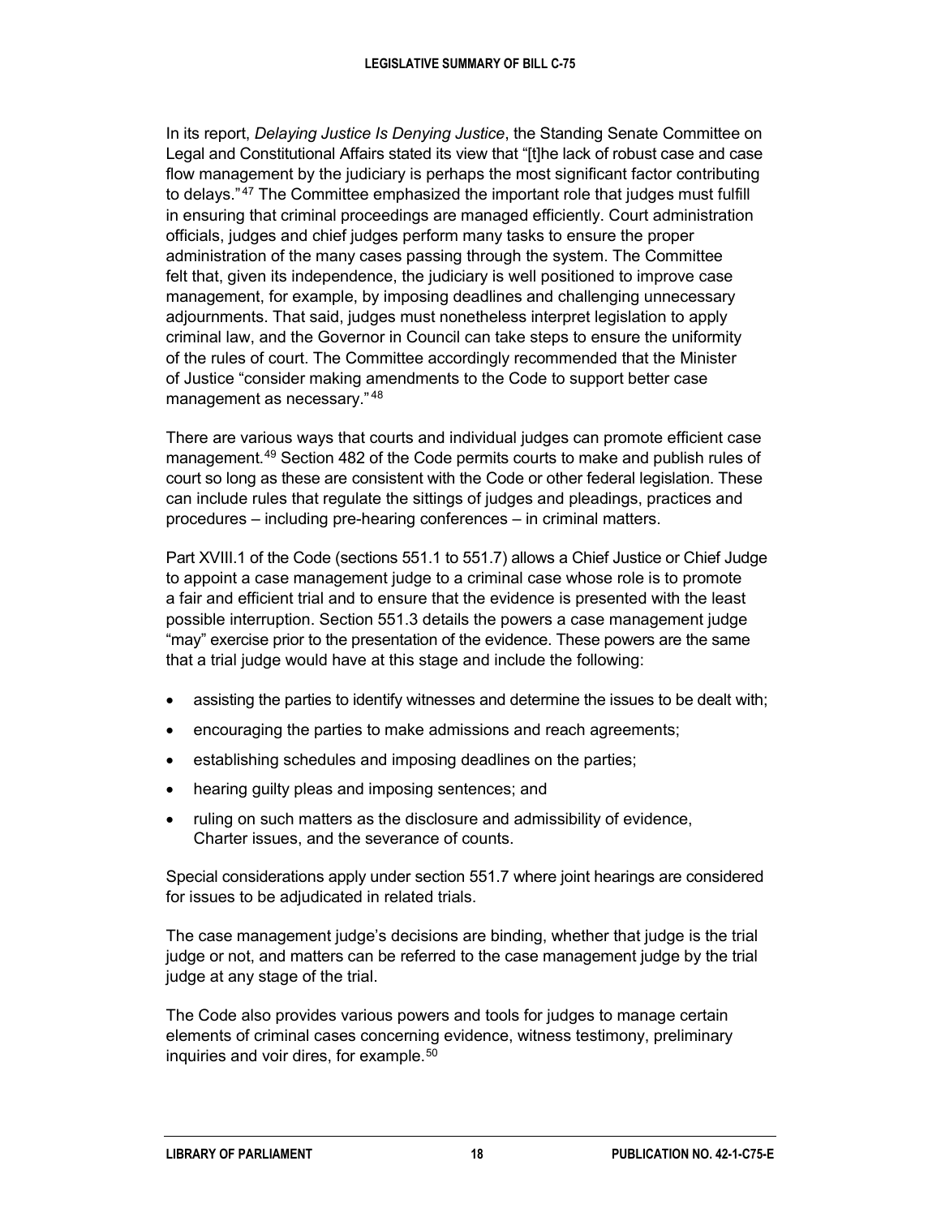In its report, *Delaying Justice Is Denying Justice*, the Standing Senate Committee on Legal and Constitutional Affairs stated its view that "[t]he lack of robust case and case flow management by the judiciary is perhaps the most significant factor contributing to delays."[47] The Committee emphasized the important role that judges must fulfill in ensuring that criminal proceedings are managed efficiently. Court administration officials, judges and chief judges perform many tasks to ensure the proper administration of the many cases passing through the system. The Committee felt that, given its independence, the judiciary is well positioned to improve case management, for example, by imposing deadlines and challenging unnecessary adjournments. That said, judges must nonetheless interpret legislation to apply criminal law, and the Governor in Council can take steps to ensure the uniformity of the rules of court. The Committee accordingly recommended that the Minister of Justice "consider making amendments to the Code to support better case management as necessary."[48]

There are various ways that courts and individual judges can promote efficient case management.[49] Section 482 of the Code permits courts to make and publish rules of court so long as these are consistent with the Code or other federal legislation. These can include rules that regulate the sittings of judges and pleadings, practices and procedures – including pre-hearing conferences – in criminal matters.

Part XVIII.1 of the Code (sections 551.1 to 551.7) allows a Chief Justice or Chief Judge to appoint a case management judge to a criminal case whose role is to promote a fair and efficient trial and to ensure that the evidence is presented with the least possible interruption. Section 551.3 details the powers a case management judge "may" exercise prior to the presentation of the evidence. These powers are the same that a trial judge would have at this stage and include the following:

- assisting the parties to identify witnesses and determine the issues to be dealt with;
- encouraging the parties to make admissions and reach agreements;
- establishing schedules and imposing deadlines on the parties;
- hearing guilty pleas and imposing sentences; and
- ruling on such matters as the disclosure and admissibility of evidence, Charter issues, and the severance of counts.

Special considerations apply under section 551.7 where joint hearings are considered for issues to be adjudicated in related trials.

The case management judge's decisions are binding, whether that judge is the trial judge or not, and matters can be referred to the case management judge by the trial judge at any stage of the trial.

The Code also provides various powers and tools for judges to manage certain elements of criminal cases concerning evidence, witness testimony, preliminary inquiries and voir dires, for example.[50]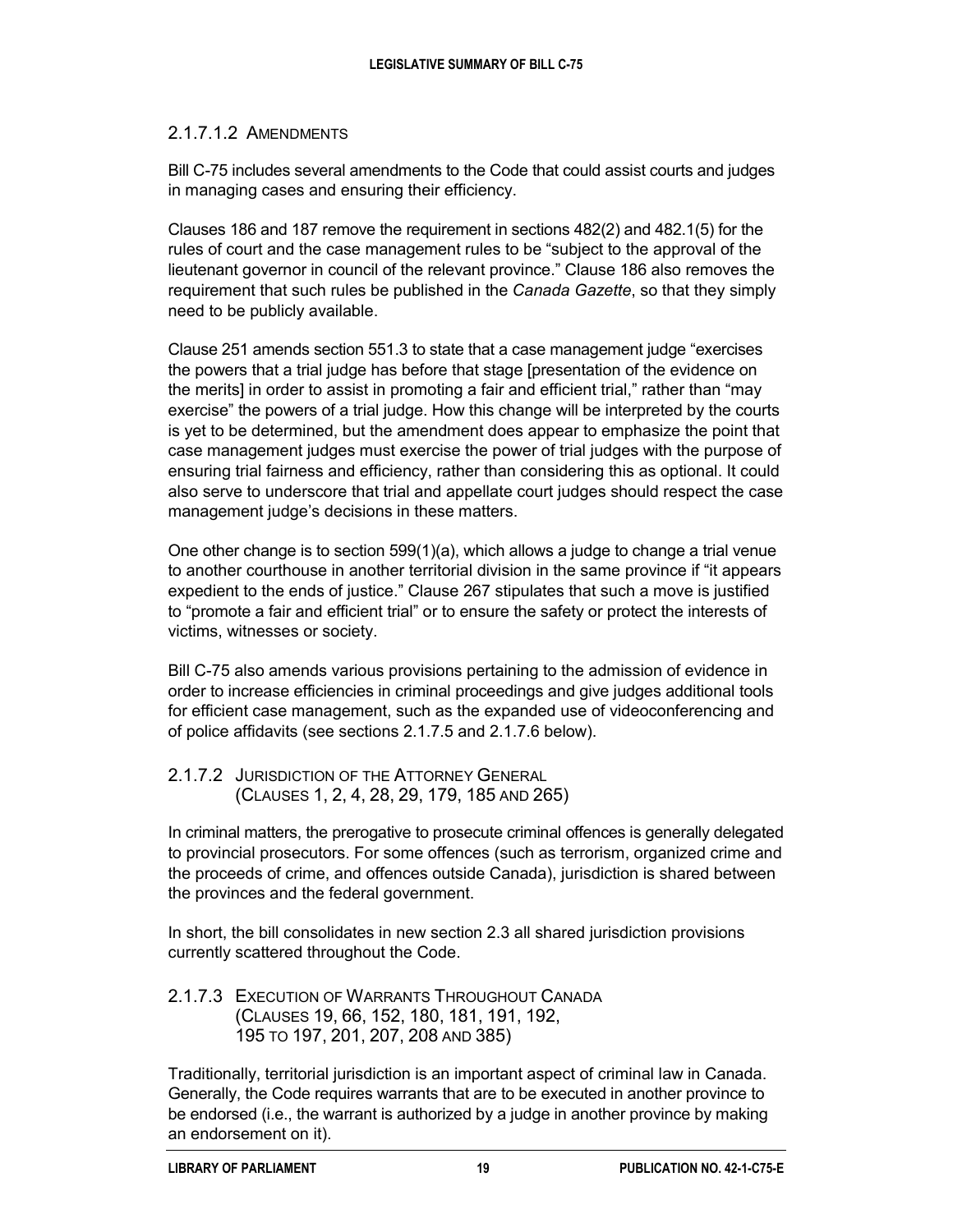#### 2.1.7.1.2 Amendments

Bill C-75 includes several amendments to the Code that could assist courts and judges in managing cases and ensuring their efficiency.

Clauses 186 and 187 remove the requirement in sections 482(2) and 482.1(5) for the rules of court and the case management rules to be "subject to the approval of the lieutenant governor in council of the relevant province." Clause 186 also removes the requirement that such rules be published in the *Canada Gazette*, so that they simply need to be publicly available.

Clause 251 amends section 551.3 to state that a case management judge "exercises the powers that a trial judge has before that stage [presentation of the evidence on the merits] in order to assist in promoting a fair and efficient trial," rather than "may exercise" the powers of a trial judge. How this change will be interpreted by the courts is yet to be determined, but the amendment does appear to emphasize the point that case management judges must exercise the power of trial judges with the purpose of ensuring trial fairness and efficiency, rather than considering this as optional. It could also serve to underscore that trial and appellate court judges should respect the case management judge's decisions in these matters.

One other change is to section 599(1)(a), which allows a judge to change a trial venue to another courthouse in another territorial division in the same province if "it appears expedient to the ends of justice." Clause 267 stipulates that such a move is justified to "promote a fair and efficient trial" or to ensure the safety or protect the interests of victims, witnesses or society.

Bill C-75 also amends various provisions pertaining to the admission of evidence in order to increase efficiencies in criminal proceedings and give judges additional tools for efficient case management, such as the expanded use of videoconferencing and of police affidavits (see sections 2.1.7.5 and 2.1.7.6 below).

### 2.1.7.2 Jurisdiction of the Attorney General (Clauses 1, 2, 4, 28, 29, 179, 185 and 265)

In criminal matters, the prerogative to prosecute criminal offences is generally delegated to provincial prosecutors. For some offences (such as terrorism, organized crime and the proceeds of crime, and offences outside Canada), jurisdiction is shared between the provinces and the federal government.

In short, the bill consolidates in new section 2.3 all shared jurisdiction provisions currently scattered throughout the Code.

### 2.1.7.3 Execution of Warrants Throughout Canada (Clauses 19, 66, 152, 180, 181, 191, 192, 195 to 197, 201, 207, 208 and 385)

Traditionally, territorial jurisdiction is an important aspect of criminal law in Canada. Generally, the Code requires warrants that are to be executed in another province to be endorsed (i.e., the warrant is authorized by a judge in another province by making an endorsement on it).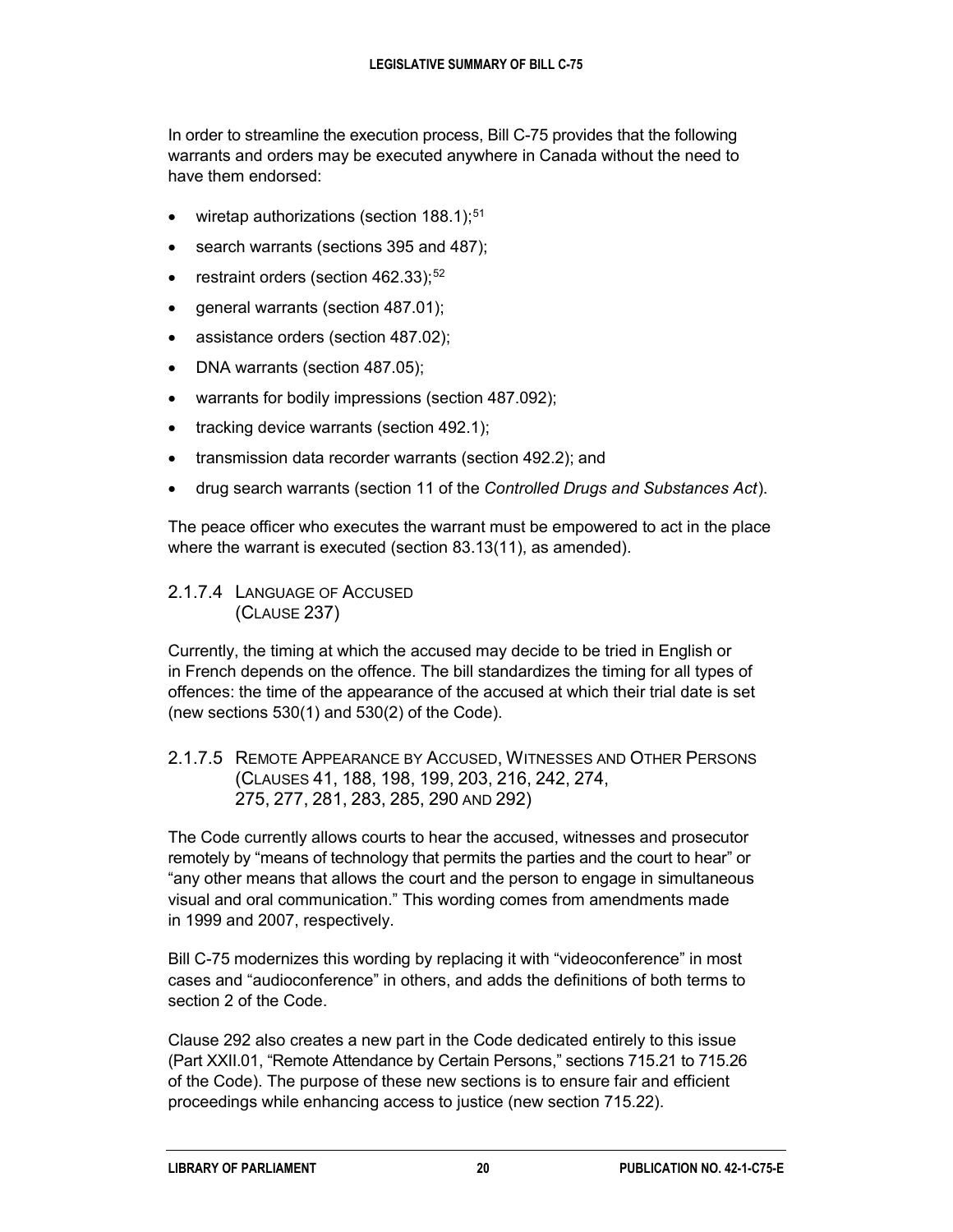In order to streamline the execution process, Bill C-75 provides that the following warrants and orders may be executed anywhere in Canada without the need to have them endorsed:

- wiretap authorizations (section 188.1);[51]
- search warrants (sections 395 and 487);
- restraint orders (section 462.33);[52]
- general warrants (section 487.01);
- assistance orders (section 487.02);
- DNA warrants (section 487.05);
- warrants for bodily impressions (section 487.092);
- tracking device warrants (section 492.1);
- transmission data recorder warrants (section 492.2); and
- drug search warrants (section 11 of the *Controlled Drugs and Substances Act*).

The peace officer who executes the warrant must be empowered to act in the place where the warrant is executed (section 83.13(11), as amended).

#### 2.1.7.4 Language of Accused (Clause 237)

Currently, the timing at which the accused may decide to be tried in English or in French depends on the offence. The bill standardizes the timing for all types of offences: the time of the appearance of the accused at which their trial date is set (new sections 530(1) and 530(2) of the Code).

#### 2.1.7.5 Remote Appearance by Accused, Witnesses and Other Persons (Clauses 41, 188, 198, 199, 203, 216, 242, 274, 275, 277, 281, 283, 285, 290 and 292)

The Code currently allows courts to hear the accused, witnesses and prosecutor remotely by "means of technology that permits the parties and the court to hear" or "any other means that allows the court and the person to engage in simultaneous visual and oral communication." This wording comes from amendments made in 1999 and 2007, respectively.

Bill C-75 modernizes this wording by replacing it with "videoconference" in most cases and "audioconference" in others, and adds the definitions of both terms to section 2 of the Code.

Clause 292 also creates a new part in the Code dedicated entirely to this issue (Part XXII.01, "Remote Attendance by Certain Persons," sections 715.21 to 715.26 of the Code). The purpose of these new sections is to ensure fair and efficient proceedings while enhancing access to justice (new section 715.22).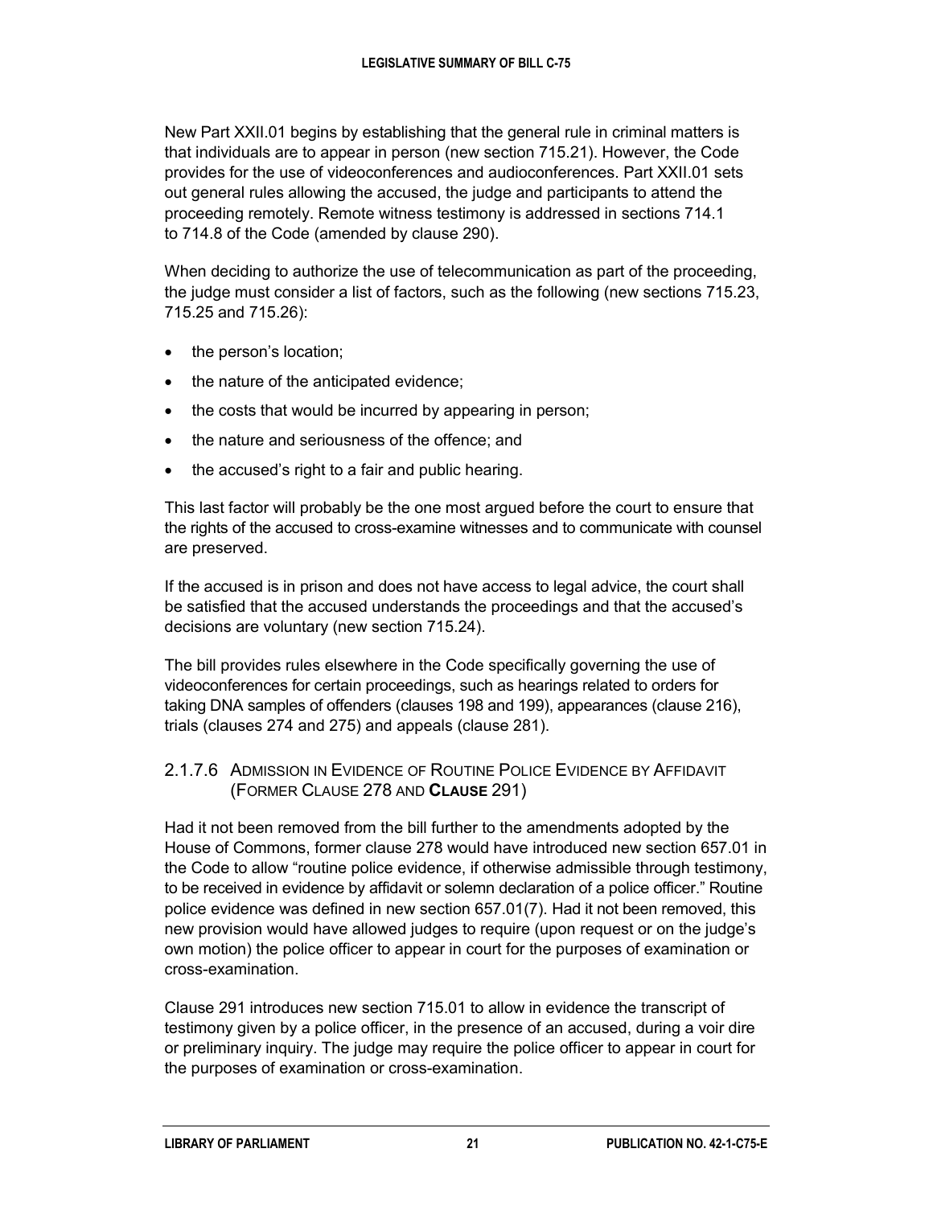New Part XXII.01 begins by establishing that the general rule in criminal matters is that individuals are to appear in person (new section 715.21). However, the Code provides for the use of videoconferences and audioconferences. Part XXII.01 sets out general rules allowing the accused, the judge and participants to attend the proceeding remotely. Remote witness testimony is addressed in sections 714.1 to 714.8 of the Code (amended by clause 290).

When deciding to authorize the use of telecommunication as part of the proceeding, the judge must consider a list of factors, such as the following (new sections 715.23, 715.25 and 715.26):

- the person's location;
- the nature of the anticipated evidence;
- the costs that would be incurred by appearing in person;
- the nature and seriousness of the offence; and
- the accused's right to a fair and public hearing.

This last factor will probably be the one most argued before the court to ensure that the rights of the accused to cross-examine witnesses and to communicate with counsel are preserved.

If the accused is in prison and does not have access to legal advice, the court shall be satisfied that the accused understands the proceedings and that the accused's decisions are voluntary (new section 715.24).

The bill provides rules elsewhere in the Code specifically governing the use of videoconferences for certain proceedings, such as hearings related to orders for taking DNA samples of offenders (clauses 198 and 199), appearances (clause 216), trials (clauses 274 and 275) and appeals (clause 281).

#### 2.1.7.6 Admission in Evidence of Routine Police Evidence by Affidavit (Former Clause 278 and **Clause** 291)

Had it not been removed from the bill further to the amendments adopted by the House of Commons, former clause 278 would have introduced new section 657.01 in the Code to allow "routine police evidence, if otherwise admissible through testimony, to be received in evidence by affidavit or solemn declaration of a police officer." Routine police evidence was defined in new section 657.01(7). Had it not been removed, this new provision would have allowed judges to require (upon request or on the judge's own motion) the police officer to appear in court for the purposes of examination or cross-examination.

Clause 291 introduces new section 715.01 to allow in evidence the transcript of testimony given by a police officer, in the presence of an accused, during a voir dire or preliminary inquiry. The judge may require the police officer to appear in court for the purposes of examination or cross-examination.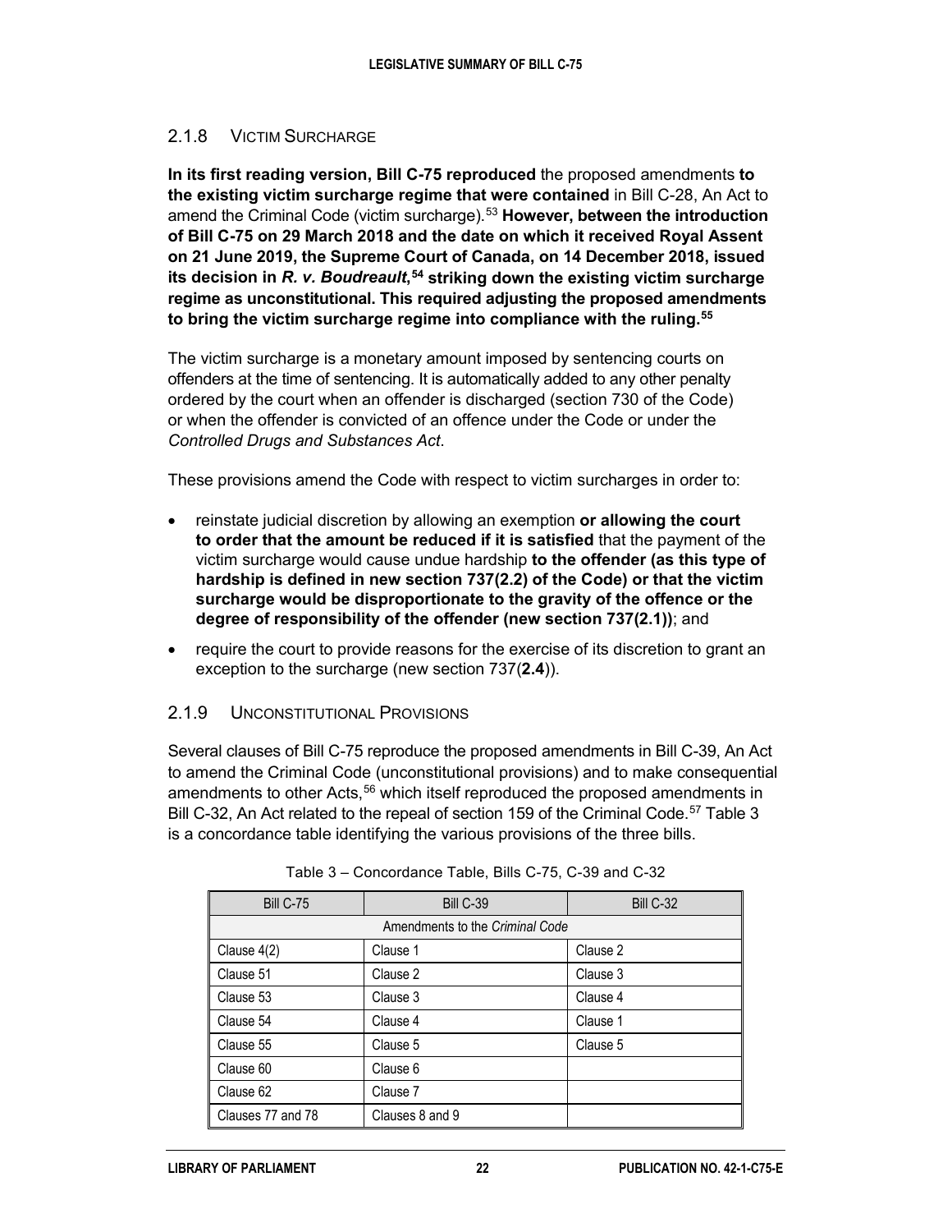### 2.1.8 Victim Surcharge

**In its first reading version, Bill C-75 reproduced** the proposed amendments **to the existing victim surcharge regime that were contained** in Bill C-28, An Act to amend the Criminal Code (victim surcharge).[53] **However, between the introduction of Bill C-75 on 29 March 2018 and the date on which it received Royal Assent on 21 June 2019, the Supreme Court of Canada, on 14 December 2018, issued its decision in *R. v. Boudreault*,[54] striking down the existing victim surcharge regime as unconstitutional. This required adjusting the proposed amendments to bring the victim surcharge regime into compliance with the ruling.[55]**

The victim surcharge is a monetary amount imposed by sentencing courts on offenders at the time of sentencing. It is automatically added to any other penalty ordered by the court when an offender is discharged (section 730 of the Code) or when the offender is convicted of an offence under the Code or under the *Controlled Drugs and Substances Act*.

These provisions amend the Code with respect to victim surcharges in order to:

- reinstate judicial discretion by allowing an exemption **or allowing the court to order that the amount be reduced if it is satisfied** that the payment of the victim surcharge would cause undue hardship **to the offender (as this type of hardship is defined in new section 737(2.2) of the Code) or that the victim surcharge would be disproportionate to the gravity of the offence or the degree of responsibility of the offender (new section 737(2.1))**; and
- require the court to provide reasons for the exercise of its discretion to grant an exception to the surcharge (new section 737(**2.4**)).

### 2.1.9 Unconstitutional Provisions

Several clauses of Bill C-75 reproduce the proposed amendments in Bill C-39, An Act to amend the Criminal Code (unconstitutional provisions) and to make consequential amendments to other Acts,[56] which itself reproduced the proposed amendments in Bill C-32, An Act related to the repeal of section 159 of the Criminal Code.[57] Table 3 is a concordance table identifying the various provisions of the three bills.

Table 3 – Concordance Table, Bills C-75, C-39 and C-32

| Bill C-75 | Bill C-39 | Bill C-32 |
|---|---|---|
| Amendments to the *Criminal Code* | | |
| Clause 4(2) | Clause 1 | Clause 2 |
| Clause 51 | Clause 2 | Clause 3 |
| Clause 53 | Clause 3 | Clause 4 |
| Clause 54 | Clause 4 | Clause 1 |
| Clause 55 | Clause 5 | Clause 5 |
| Clause 60 | Clause 6 | |
| Clause 62 | Clause 7 | |
| Clauses 77 and 78 | Clauses 8 and 9 | |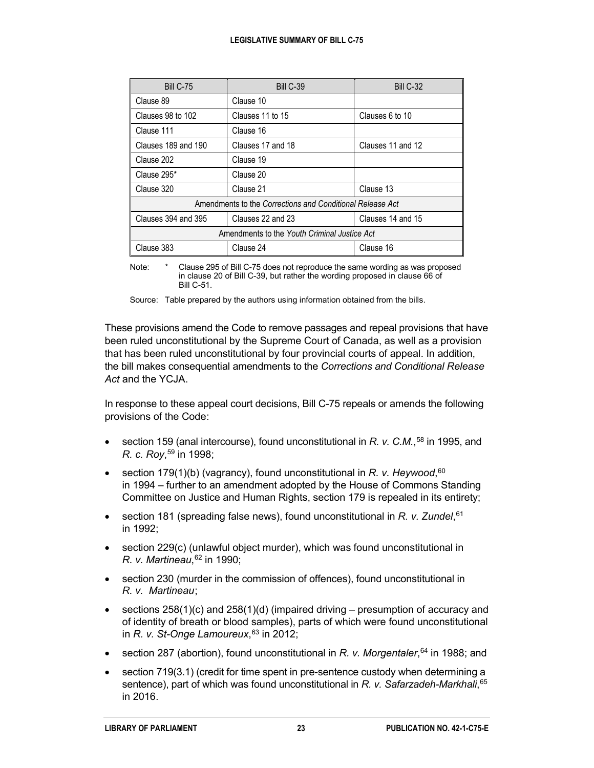| Bill C-75 | Bill C-39 | Bill C-32 |
|---|---|---|
| Clause 89 | Clause 10 | |
| Clauses 98 to 102 | Clauses 11 to 15 | Clauses 6 to 10 |
| Clause 111 | Clause 16 | |
| Clauses 189 and 190 | Clauses 17 and 18 | Clauses 11 and 12 |
| Clause 202 | Clause 19 | |
| Clause 295* | Clause 20 | |
| Clause 320 | Clause 21 | Clause 13 |
| Amendments to the *Corrections and Conditional Release Act* | | |
| Clauses 394 and 395 | Clauses 22 and 23 | Clauses 14 and 15 |
| Amendments to the *Youth Criminal Justice Act* | | |
| Clause 383 | Clause 24 | Clause 16 |

Note: * Clause 295 of Bill C-75 does not reproduce the same wording as was proposed in clause 20 of Bill C-39, but rather the wording proposed in clause 66 of Bill C-51.

Source: Table prepared by the authors using information obtained from the bills.

These provisions amend the Code to remove passages and repeal provisions that have been ruled unconstitutional by the Supreme Court of Canada, as well as a provision that has been ruled unconstitutional by four provincial courts of appeal. In addition, the bill makes consequential amendments to the *Corrections and Conditional Release Act* and the YCJA.

In response to these appeal court decisions, Bill C-75 repeals or amends the following provisions of the Code:

- section 159 (anal intercourse), found unconstitutional in *R. v. C.M.*,[58] in 1995, and *R. c. Roy*,[59] in 1998;
- section 179(1)(b) (vagrancy), found unconstitutional in *R. v. Heywood*,[60] in 1994 – further to an amendment adopted by the House of Commons Standing Committee on Justice and Human Rights, section 179 is repealed in its entirety;
- section 181 (spreading false news), found unconstitutional in *R. v. Zundel*,[61] in 1992;
- section 229(c) (unlawful object murder), which was found unconstitutional in *R. v. Martineau*,[62] in 1990;
- section 230 (murder in the commission of offences), found unconstitutional in *R. v. Martineau*;
- sections 258(1)(c) and 258(1)(d) (impaired driving – presumption of accuracy and of identity of breath or blood samples), parts of which were found unconstitutional in *R. v. St-Onge Lamoureux*,[63] in 2012;
- section 287 (abortion), found unconstitutional in *R. v. Morgentaler*,[64] in 1988; and
- section 719(3.1) (credit for time spent in pre-sentence custody when determining a sentence), part of which was found unconstitutional in *R. v. Safarzadeh-Markhali*,[65] in 2016.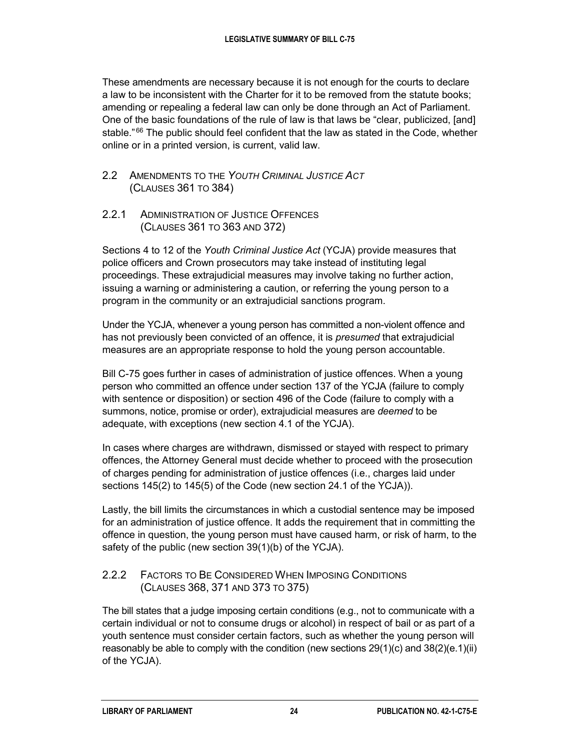These amendments are necessary because it is not enough for the courts to declare a law to be inconsistent with the Charter for it to be removed from the statute books; amending or repealing a federal law can only be done through an Act of Parliament. One of the basic foundations of the rule of law is that laws be "clear, publicized, [and] stable."[66] The public should feel confident that the law as stated in the Code, whether online or in a printed version, is current, valid law.

## 2.2 Amendments to the *Youth Criminal Justice Act* (Clauses 361 to 384)

### 2.2.1 Administration of Justice Offences (Clauses 361 to 363 and 372)

Sections 4 to 12 of the *Youth Criminal Justice Act* (YCJA) provide measures that police officers and Crown prosecutors may take instead of instituting legal proceedings. These extrajudicial measures may involve taking no further action, issuing a warning or administering a caution, or referring the young person to a program in the community or an extrajudicial sanctions program.

Under the YCJA, whenever a young person has committed a non-violent offence and has not previously been convicted of an offence, it is *presumed* that extrajudicial measures are an appropriate response to hold the young person accountable.

Bill C-75 goes further in cases of administration of justice offences. When a young person who committed an offence under section 137 of the YCJA (failure to comply with sentence or disposition) or section 496 of the Code (failure to comply with a summons, notice, promise or order), extrajudicial measures are *deemed* to be adequate, with exceptions (new section 4.1 of the YCJA).

In cases where charges are withdrawn, dismissed or stayed with respect to primary offences, the Attorney General must decide whether to proceed with the prosecution of charges pending for administration of justice offences (i.e., charges laid under sections 145(2) to 145(5) of the Code (new section 24.1 of the YCJA)).

Lastly, the bill limits the circumstances in which a custodial sentence may be imposed for an administration of justice offence. It adds the requirement that in committing the offence in question, the young person must have caused harm, or risk of harm, to the safety of the public (new section 39(1)(b) of the YCJA).

### 2.2.2 Factors to Be Considered When Imposing Conditions (Clauses 368, 371 and 373 to 375)

The bill states that a judge imposing certain conditions (e.g., not to communicate with a certain individual or not to consume drugs or alcohol) in respect of bail or as part of a youth sentence must consider certain factors, such as whether the young person will reasonably be able to comply with the condition (new sections 29(1)(c) and 38(2)(e.1)(ii) of the YCJA).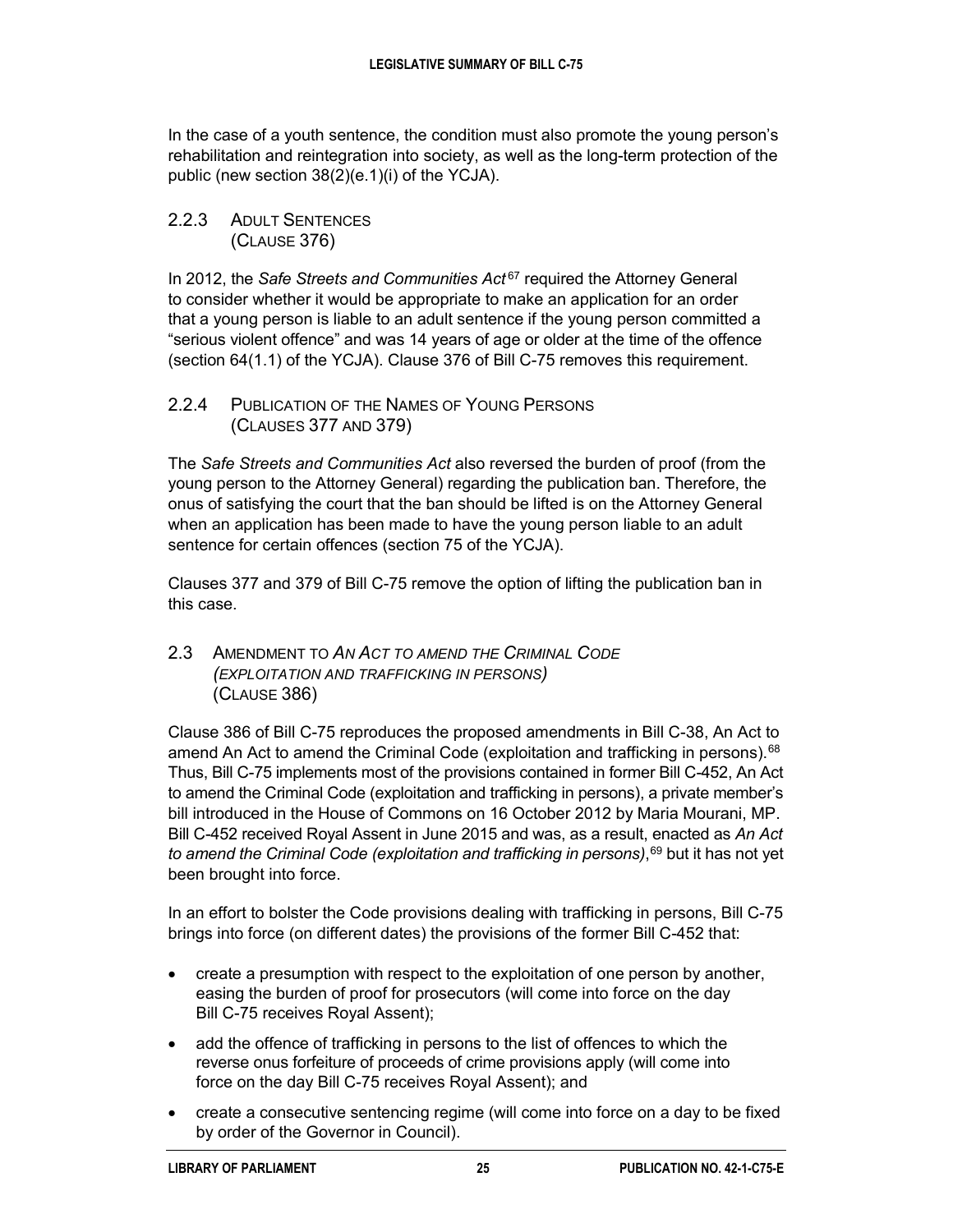In the case of a youth sentence, the condition must also promote the young person's rehabilitation and reintegration into society, as well as the long-term protection of the public (new section 38(2)(e.1)(i) of the YCJA).

### 2.2.3 Adult Sentences (Clause 376)

In 2012, the *Safe Streets and Communities Act*[67] required the Attorney General to consider whether it would be appropriate to make an application for an order that a young person is liable to an adult sentence if the young person committed a "serious violent offence" and was 14 years of age or older at the time of the offence (section 64(1.1) of the YCJA). Clause 376 of Bill C-75 removes this requirement.

### 2.2.4 Publication of the Names of Young Persons (Clauses 377 and 379)

The *Safe Streets and Communities Act* also reversed the burden of proof (from the young person to the Attorney General) regarding the publication ban. Therefore, the onus of satisfying the court that the ban should be lifted is on the Attorney General when an application has been made to have the young person liable to an adult sentence for certain offences (section 75 of the YCJA).

Clauses 377 and 379 of Bill C-75 remove the option of lifting the publication ban in this case.

## 2.3 Amendment to *An Act to amend the Criminal Code (exploitation and trafficking in persons)* (Clause 386)

Clause 386 of Bill C-75 reproduces the proposed amendments in Bill C-38, An Act to amend An Act to amend the Criminal Code (exploitation and trafficking in persons).[68] Thus, Bill C-75 implements most of the provisions contained in former Bill C-452, An Act to amend the Criminal Code (exploitation and trafficking in persons), a private member's bill introduced in the House of Commons on 16 October 2012 by Maria Mourani, MP. Bill C-452 received Royal Assent in June 2015 and was, as a result, enacted as *An Act to amend the Criminal Code (exploitation and trafficking in persons)*,[69] but it has not yet been brought into force.

In an effort to bolster the Code provisions dealing with trafficking in persons, Bill C-75 brings into force (on different dates) the provisions of the former Bill C-452 that:

- create a presumption with respect to the exploitation of one person by another, easing the burden of proof for prosecutors (will come into force on the day Bill C-75 receives Royal Assent);
- add the offence of trafficking in persons to the list of offences to which the reverse onus forfeiture of proceeds of crime provisions apply (will come into force on the day Bill C-75 receives Royal Assent); and
- create a consecutive sentencing regime (will come into force on a day to be fixed by order of the Governor in Council).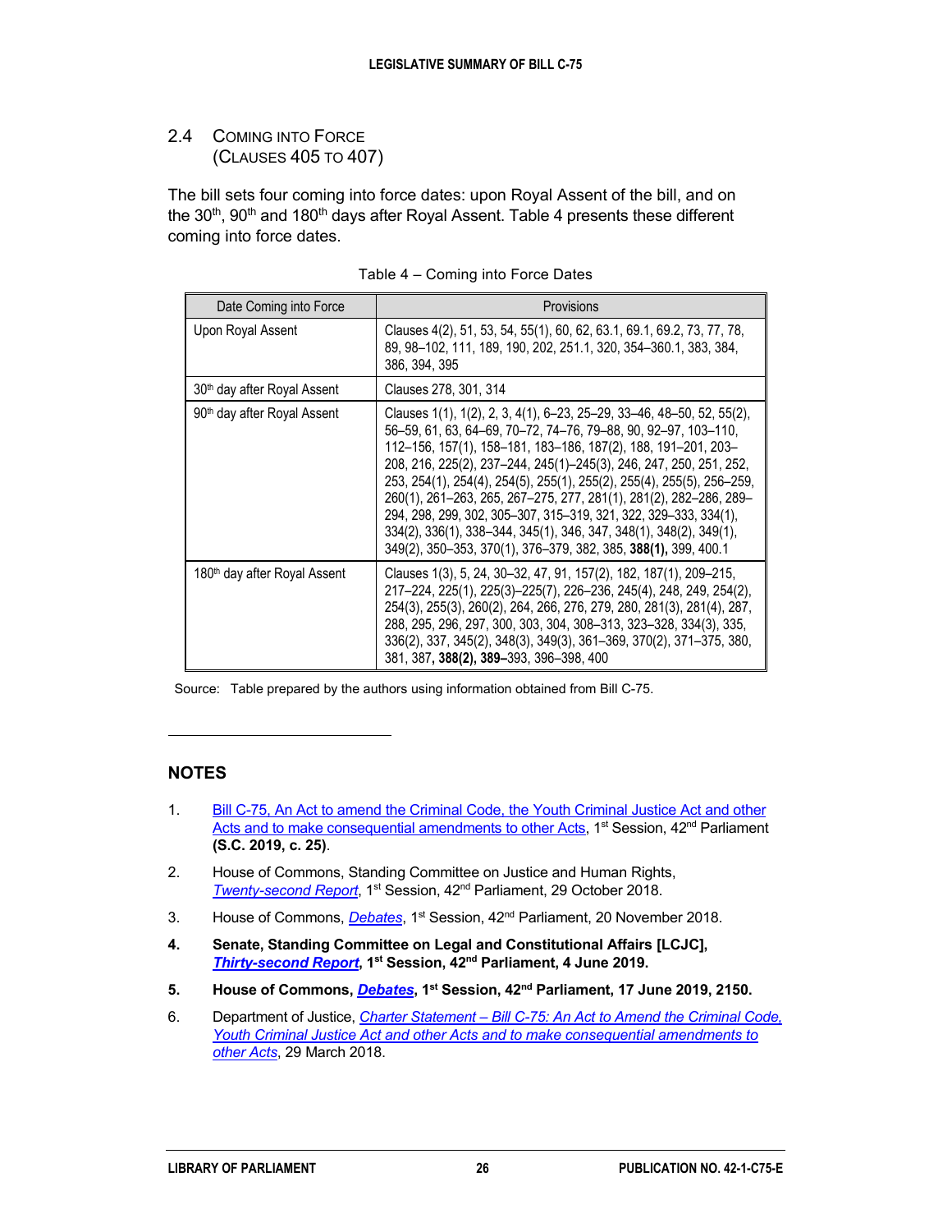## 2.4 Coming into Force (Clauses 405 to 407)

The bill sets four coming into force dates: upon Royal Assent of the bill, and on the 30th, 90th and 180th days after Royal Assent. Table 4 presents these different coming into force dates.

Table 4 – Coming into Force Dates

| Date Coming into Force | Provisions |
| --- | --- |
| Upon Royal Assent | Clauses 4(2), 51, 53, 54, 55(1), 60, 62, 63.1, 69.1, 69.2, 73, 77, 78, 89, 98–102, 111, 189, 190, 202, 251.1, 320, 354–360.1, 383, 384, 386, 394, 395 |
| 30th day after Royal Assent | Clauses 278, 301, 314 |
| 90th day after Royal Assent | Clauses 1(1), 1(2), 2, 3, 4(1), 6–23, 25–29, 33–46, 48–50, 52, 55(2), 56–59, 61, 63, 64–69, 70–72, 74–76, 79–88, 90, 92–97, 103–110, 112–156, 157(1), 158–181, 183–186, 187(2), 188, 191–201, 203–208, 216, 225(2), 237–244, 245(1)–245(3), 246, 247, 250, 251, 252, 253, 254(1), 254(4), 254(5), 255(1), 255(2), 255(4), 255(5), 256–259, 260(1), 261–263, 265, 267–275, 277, 281(1), 281(2), 282–286, 289–294, 298, 299, 302, 305–307, 315–319, 321, 322, 329–333, 334(1), 334(2), 336(1), 338–344, 345(1), 346, 347, 348(1), 348(2), 349(1), 349(2), 350–353, 370(1), 376–379, 382, 385, **388(1),** 399, 400.1 |
| 180th day after Royal Assent | Clauses 1(3), 5, 24, 30–32, 47, 91, 157(2), 182, 187(1), 209–215, 217–224, 225(1), 225(3)–225(7), 226–236, 245(4), 248, 249, 254(2), 254(3), 255(3), 260(2), 264, 266, 276, 279, 280, 281(3), 281(4), 287, 288, 295, 296, 297, 300, 303, 304, 308–313, 323–328, 334(3), 335, 336(2), 337, 345(2), 348(3), 349(3), 361–369, 370(2), 371–375, 380, 381, 387**, 388(2), 389–**393, 396–398, 400 |

Source: Table prepared by the authors using information obtained from Bill C-75.

---

## NOTES

1. Bill C-75, An Act to amend the Criminal Code, the Youth Criminal Justice Act and other Acts and to make consequential amendments to other Acts, 1st Session, 42nd Parliament **(S.C. 2019, c. 25)**.
2. House of Commons, Standing Committee on Justice and Human Rights, *Twenty-second Report*, 1st Session, 42nd Parliament, 29 October 2018.
3. House of Commons, *Debates*, 1st Session, 42nd Parliament, 20 November 2018.
4. **Senate, Standing Committee on Legal and Constitutional Affairs [LCJC], *Thirty-second Report*, 1st Session, 42nd Parliament, 4 June 2019.**
5. **House of Commons, *Debates*, 1st Session, 42nd Parliament, 17 June 2019, 2150.**
6. Department of Justice, *Charter Statement – Bill C-75: An Act to Amend the Criminal Code, Youth Criminal Justice Act and other Acts and to make consequential amendments to other Acts*, 29 March 2018.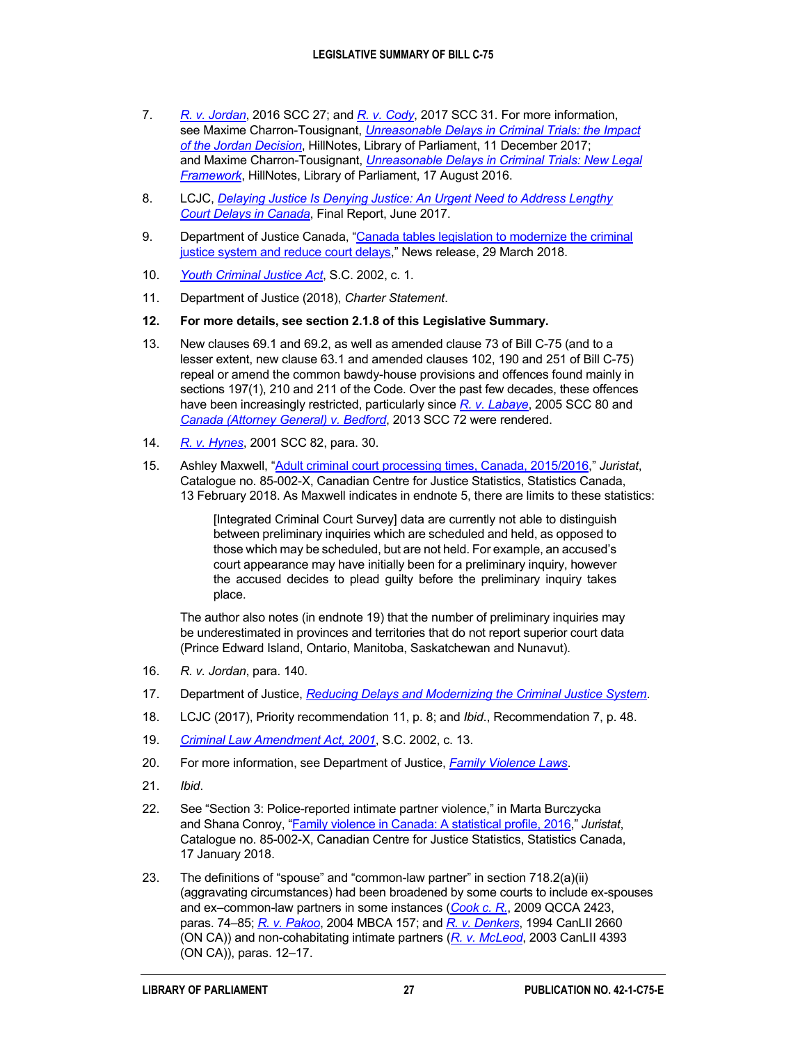7. *R. v. Jordan*, 2016 SCC 27; and *R. v. Cody*, 2017 SCC 31. For more information, see Maxime Charron-Tousignant, *Unreasonable Delays in Criminal Trials: the Impact of the Jordan Decision*, HillNotes, Library of Parliament, 11 December 2017; and Maxime Charron-Tousignant, *Unreasonable Delays in Criminal Trials: New Legal Framework*, HillNotes, Library of Parliament, 17 August 2016.

8. LCJC, *Delaying Justice Is Denying Justice: An Urgent Need to Address Lengthy Court Delays in Canada*, Final Report, June 2017.

9. Department of Justice Canada, "Canada tables legislation to modernize the criminal justice system and reduce court delays," News release, 29 March 2018.

10. *Youth Criminal Justice Act*, S.C. 2002, c. 1.

11. Department of Justice (2018), *Charter Statement*.

12. **For more details, see section 2.1.8 of this Legislative Summary.**

13. New clauses 69.1 and 69.2, as well as amended clause 73 of Bill C-75 (and to a lesser extent, new clause 63.1 and amended clauses 102, 190 and 251 of Bill C-75) repeal or amend the common bawdy-house provisions and offences found mainly in sections 197(1), 210 and 211 of the Code. Over the past few decades, these offences have been increasingly restricted, particularly since *R. v. Labaye*, 2005 SCC 80 and *Canada (Attorney General) v. Bedford*, 2013 SCC 72 were rendered.

14. *R. v. Hynes*, 2001 SCC 82, para. 30.

15. Ashley Maxwell, "Adult criminal court processing times, Canada, 2015/2016," *Juristat*, Catalogue no. 85-002-X, Canadian Centre for Justice Statistics, Statistics Canada, 13 February 2018. As Maxwell indicates in endnote 5, there are limits to these statistics:

    > [Integrated Criminal Court Survey] data are currently not able to distinguish between preliminary inquiries which are scheduled and held, as opposed to those which may be scheduled, but are not held. For example, an accused's court appearance may have initially been for a preliminary inquiry, however the accused decides to plead guilty before the preliminary inquiry takes place.

    The author also notes (in endnote 19) that the number of preliminary inquiries may be underestimated in provinces and territories that do not report superior court data (Prince Edward Island, Ontario, Manitoba, Saskatchewan and Nunavut).

16. *R. v. Jordan*, para. 140.

17. Department of Justice, *Reducing Delays and Modernizing the Criminal Justice System*.

18. LCJC (2017), Priority recommendation 11, p. 8; and *Ibid*., Recommendation 7, p. 48.

19. *Criminal Law Amendment Act, 2001*, S.C. 2002, c. 13.

20. For more information, see Department of Justice, *Family Violence Laws*.

21. *Ibid*.

22. See "Section 3: Police-reported intimate partner violence," in Marta Burczycka and Shana Conroy, "Family violence in Canada: A statistical profile, 2016," *Juristat*, Catalogue no. 85-002-X, Canadian Centre for Justice Statistics, Statistics Canada, 17 January 2018.

23. The definitions of "spouse" and "common-law partner" in section 718.2(a)(ii) (aggravating circumstances) had been broadened by some courts to include ex-spouses and ex–common-law partners in some instances (*Cook c. R.*, 2009 QCCA 2423, paras. 74–85; *R. v. Pakoo*, 2004 MBCA 157; and *R. v. Denkers*, 1994 CanLII 2660 (ON CA)) and non-cohabitating intimate partners (*R. v. McLeod*, 2003 CanLII 4393 (ON CA)), paras. 12–17.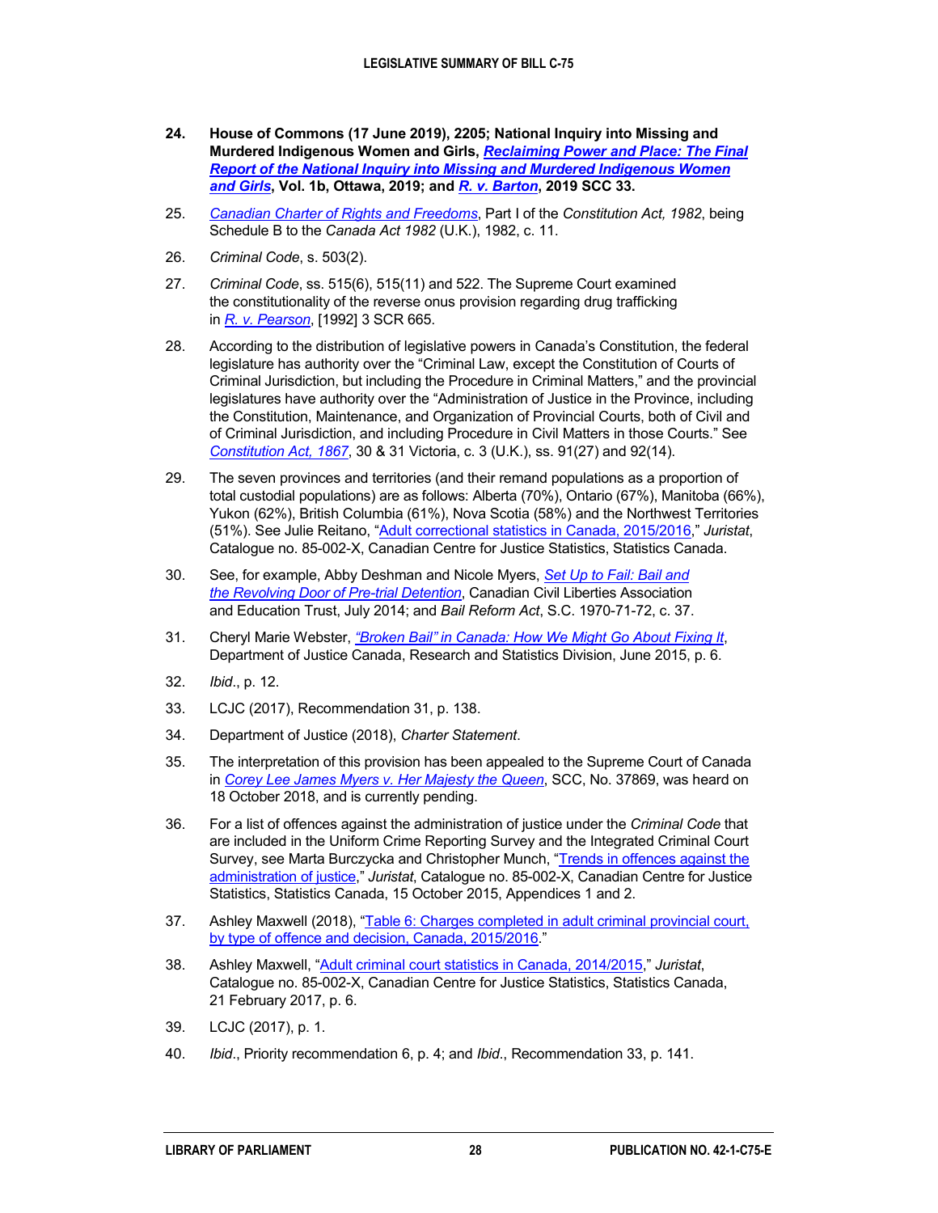24. **House of Commons (17 June 2019), 2205; National Inquiry into Missing and Murdered Indigenous Women and Girls, *Reclaiming Power and Place: The Final Report of the National Inquiry into Missing and Murdered Indigenous Women and Girls*, Vol. 1b, Ottawa, 2019; and *R. v. Barton*, 2019 SCC 33.**

25. *Canadian Charter of Rights and Freedoms*, Part I of the *Constitution Act, 1982*, being Schedule B to the *Canada Act 1982* (U.K.), 1982, c. 11.

26. *Criminal Code*, s. 503(2).

27. *Criminal Code*, ss. 515(6), 515(11) and 522. The Supreme Court examined the constitutionality of the reverse onus provision regarding drug trafficking in *R. v. Pearson*, [1992] 3 SCR 665.

28. According to the distribution of legislative powers in Canada's Constitution, the federal legislature has authority over the "Criminal Law, except the Constitution of Courts of Criminal Jurisdiction, but including the Procedure in Criminal Matters," and the provincial legislatures have authority over the "Administration of Justice in the Province, including the Constitution, Maintenance, and Organization of Provincial Courts, both of Civil and of Criminal Jurisdiction, and including Procedure in Civil Matters in those Courts." See *Constitution Act, 1867*, 30 & 31 Victoria, c. 3 (U.K.), ss. 91(27) and 92(14).

29. The seven provinces and territories (and their remand populations as a proportion of total custodial populations) are as follows: Alberta (70%), Ontario (67%), Manitoba (66%), Yukon (62%), British Columbia (61%), Nova Scotia (58%) and the Northwest Territories (51%). See Julie Reitano, "Adult correctional statistics in Canada, 2015/2016," *Juristat*, Catalogue no. 85-002-X, Canadian Centre for Justice Statistics, Statistics Canada.

30. See, for example, Abby Deshman and Nicole Myers, *Set Up to Fail: Bail and the Revolving Door of Pre-trial Detention*, Canadian Civil Liberties Association and Education Trust, July 2014; and *Bail Reform Act*, S.C. 1970-71-72, c. 37.

31. Cheryl Marie Webster, *"Broken Bail" in Canada: How We Might Go About Fixing It*, Department of Justice Canada, Research and Statistics Division, June 2015, p. 6.

32. *Ibid*., p. 12.

33. LCJC (2017), Recommendation 31, p. 138.

34. Department of Justice (2018), *Charter Statement*.

35. The interpretation of this provision has been appealed to the Supreme Court of Canada in *Corey Lee James Myers v. Her Majesty the Queen*, SCC, No. 37869, was heard on 18 October 2018, and is currently pending.

36. For a list of offences against the administration of justice under the *Criminal Code* that are included in the Uniform Crime Reporting Survey and the Integrated Criminal Court Survey, see Marta Burczycka and Christopher Munch, "Trends in offences against the administration of justice," *Juristat*, Catalogue no. 85-002-X, Canadian Centre for Justice Statistics, Statistics Canada, 15 October 2015, Appendices 1 and 2.

37. Ashley Maxwell (2018), "Table 6: Charges completed in adult criminal provincial court, by type of offence and decision, Canada, 2015/2016."

38. Ashley Maxwell, "Adult criminal court statistics in Canada, 2014/2015," *Juristat*, Catalogue no. 85-002-X, Canadian Centre for Justice Statistics, Statistics Canada, 21 February 2017, p. 6.

39. LCJC (2017), p. 1.

40. *Ibid*., Priority recommendation 6, p. 4; and *Ibid*., Recommendation 33, p. 141.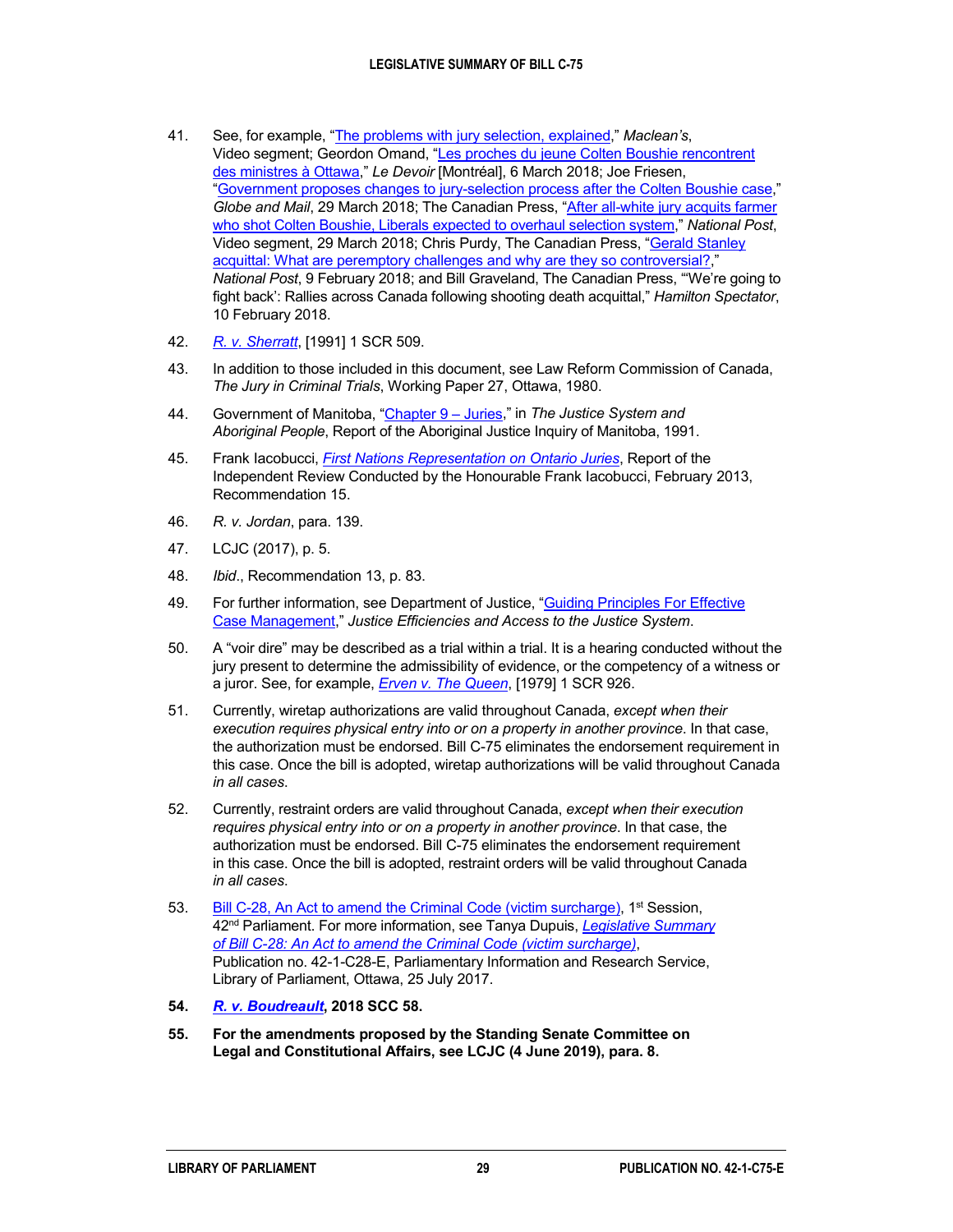41. See, for example, "The problems with jury selection, explained," *Maclean's*, Video segment; Geordon Omand, "Les proches du jeune Colten Boushie rencontrent des ministres à Ottawa," *Le Devoir* [Montréal], 6 March 2018; Joe Friesen, "Government proposes changes to jury-selection process after the Colten Boushie case," *Globe and Mail*, 29 March 2018; The Canadian Press, "After all-white jury acquits farmer who shot Colten Boushie, Liberals expected to overhaul selection system," *National Post*, Video segment, 29 March 2018; Chris Purdy, The Canadian Press, "Gerald Stanley acquittal: What are peremptory challenges and why are they so controversial?," *National Post*, 9 February 2018; and Bill Graveland, The Canadian Press, "'We're going to fight back': Rallies across Canada following shooting death acquittal," *Hamilton Spectator*, 10 February 2018.

42. *R. v. Sherratt*, [1991] 1 SCR 509.

43. In addition to those included in this document, see Law Reform Commission of Canada, *The Jury in Criminal Trials*, Working Paper 27, Ottawa, 1980.

44. Government of Manitoba, "Chapter 9 – Juries," in *The Justice System and Aboriginal People*, Report of the Aboriginal Justice Inquiry of Manitoba, 1991.

45. Frank Iacobucci, *First Nations Representation on Ontario Juries*, Report of the Independent Review Conducted by the Honourable Frank Iacobucci, February 2013, Recommendation 15.

46. *R. v. Jordan*, para. 139.

47. LCJC (2017), p. 5.

48. *Ibid*., Recommendation 13, p. 83.

49. For further information, see Department of Justice, "Guiding Principles For Effective Case Management," *Justice Efficiencies and Access to the Justice System*.

50. A "voir dire" may be described as a trial within a trial. It is a hearing conducted without the jury present to determine the admissibility of evidence, or the competency of a witness or a juror. See, for example, *Erven v. The Queen*, [1979] 1 SCR 926.

51. Currently, wiretap authorizations are valid throughout Canada, *except when their execution requires physical entry into or on a property in another province*. In that case, the authorization must be endorsed. Bill C-75 eliminates the endorsement requirement in this case. Once the bill is adopted, wiretap authorizations will be valid throughout Canada *in all cases*.

52. Currently, restraint orders are valid throughout Canada, *except when their execution requires physical entry into or on a property in another province*. In that case, the authorization must be endorsed. Bill C-75 eliminates the endorsement requirement in this case. Once the bill is adopted, restraint orders will be valid throughout Canada *in all cases*.

53. Bill C-28, An Act to amend the Criminal Code (victim surcharge), 1st Session, 42nd Parliament. For more information, see Tanya Dupuis, *Legislative Summary of Bill C-28: An Act to amend the Criminal Code (victim surcharge)*, Publication no. 42-1-C28-E, Parliamentary Information and Research Service, Library of Parliament, Ottawa, 25 July 2017.

**54. *R. v. Boudreault*, 2018 SCC 58.**

**55. For the amendments proposed by the Standing Senate Committee on Legal and Constitutional Affairs, see LCJC (4 June 2019), para. 8.**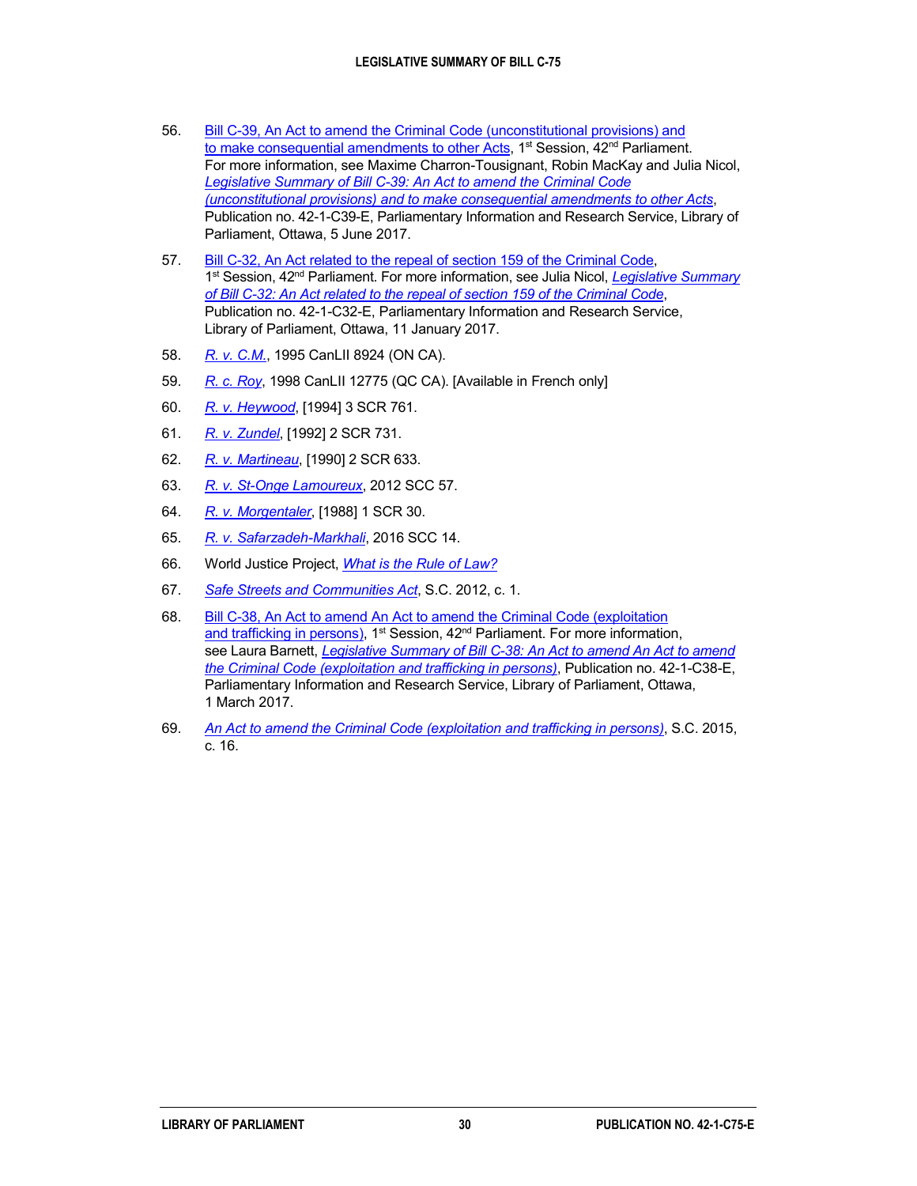56. Bill C-39, An Act to amend the Criminal Code (unconstitutional provisions) and to make consequential amendments to other Acts, 1st Session, 42nd Parliament. For more information, see Maxime Charron-Tousignant, Robin MacKay and Julia Nicol, *Legislative Summary of Bill C-39: An Act to amend the Criminal Code (unconstitutional provisions) and to make consequential amendments to other Acts*, Publication no. 42-1-C39-E, Parliamentary Information and Research Service, Library of Parliament, Ottawa, 5 June 2017.

57. Bill C-32, An Act related to the repeal of section 159 of the Criminal Code, 1st Session, 42nd Parliament. For more information, see Julia Nicol, *Legislative Summary of Bill C-32: An Act related to the repeal of section 159 of the Criminal Code*, Publication no. 42-1-C32-E, Parliamentary Information and Research Service, Library of Parliament, Ottawa, 11 January 2017.

58. *R. v. C.M.*, 1995 CanLII 8924 (ON CA).

59. *R. c. Roy*, 1998 CanLII 12775 (QC CA). [Available in French only]

60. *R. v. Heywood*, [1994] 3 SCR 761.

61. *R. v. Zundel*, [1992] 2 SCR 731.

62. *R. v. Martineau*, [1990] 2 SCR 633.

63. *R. v. St-Onge Lamoureux*, 2012 SCC 57.

64. *R. v. Morgentaler*, [1988] 1 SCR 30.

65. *R. v. Safarzadeh-Markhali*, 2016 SCC 14.

66. World Justice Project, *What is the Rule of Law?*

67. *Safe Streets and Communities Act*, S.C. 2012, c. 1.

68. Bill C-38, An Act to amend An Act to amend the Criminal Code (exploitation and trafficking in persons), 1st Session, 42nd Parliament. For more information, see Laura Barnett, *Legislative Summary of Bill C-38: An Act to amend An Act to amend the Criminal Code (exploitation and trafficking in persons)*, Publication no. 42-1-C38-E, Parliamentary Information and Research Service, Library of Parliament, Ottawa, 1 March 2017.

69. *An Act to amend the Criminal Code (exploitation and trafficking in persons)*, S.C. 2015, c. 16.